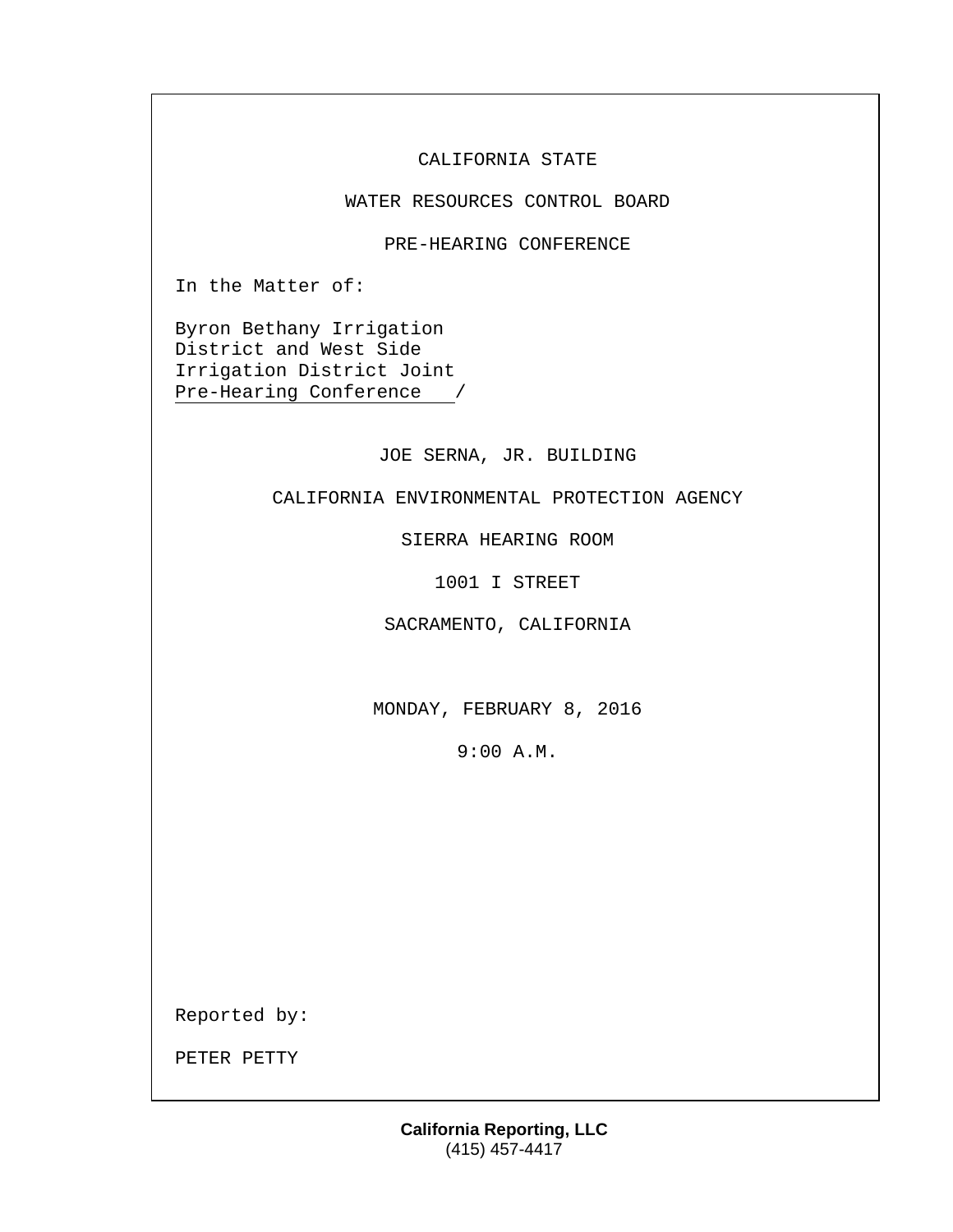CALIFORNIA STATE

WATER RESOURCES CONTROL BOARD

PRE-HEARING CONFERENCE

In the Matter of:

Byron Bethany Irrigation
District and West Side
Irrigation District Joint
Pre-Hearing Conference /

JOE SERNA, JR. BUILDING

CALIFORNIA ENVIRONMENTAL PROTECTION AGENCY

SIERRA HEARING ROOM

1001 I STREET

SACRAMENTO, CALIFORNIA

MONDAY, FEBRUARY 8, 2016

9:00 A.M.

Reported by:

PETER PETTY

**California Reporting, LLC**
(415) 457-4417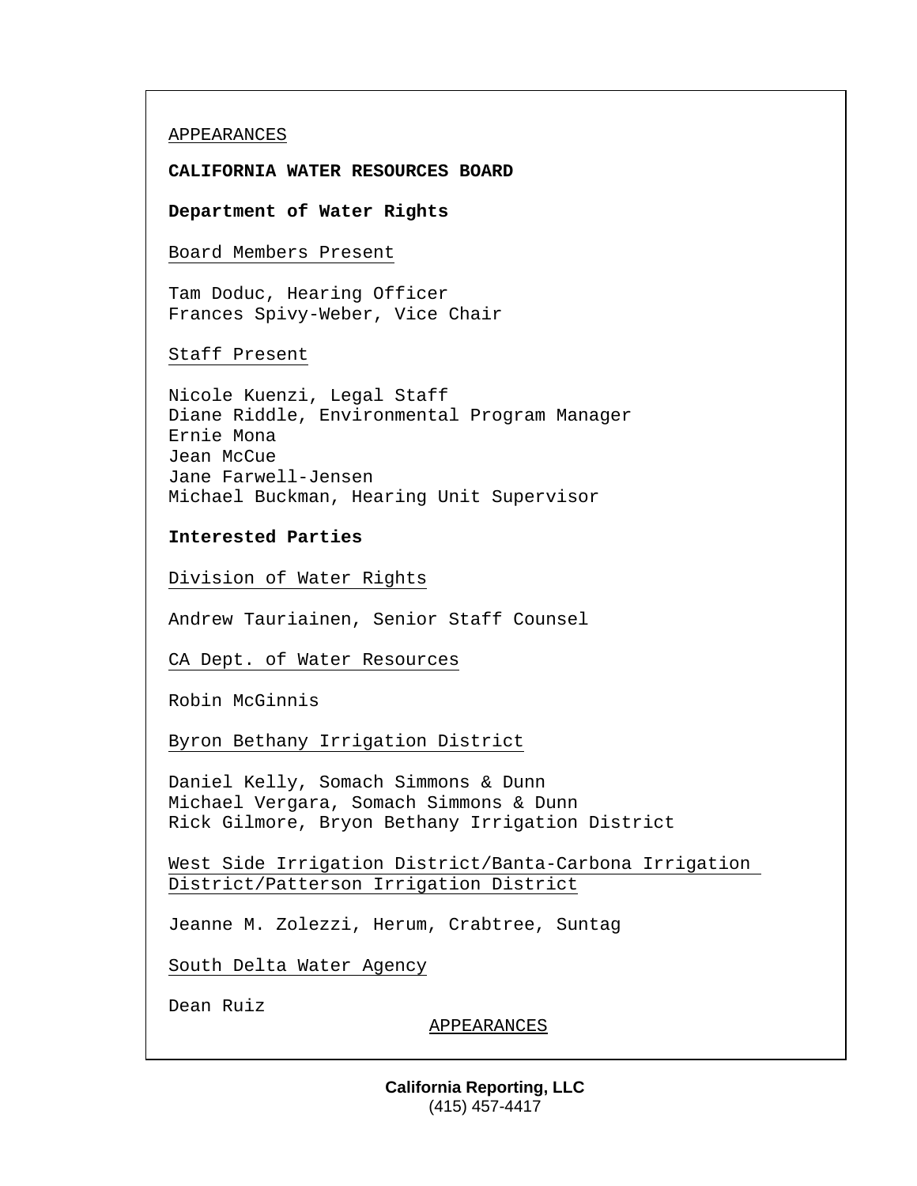APPEARANCES

**CALIFORNIA WATER RESOURCES BOARD**

**Department of Water Rights**

Board Members Present

Tam Doduc, Hearing Officer
Frances Spivy-Weber, Vice Chair

Staff Present

Nicole Kuenzi, Legal Staff
Diane Riddle, Environmental Program Manager
Ernie Mona
Jean McCue
Jane Farwell-Jensen
Michael Buckman, Hearing Unit Supervisor

**Interested Parties**

Division of Water Rights

Andrew Tauriainen, Senior Staff Counsel

CA Dept. of Water Resources

Robin McGinnis

Byron Bethany Irrigation District

Daniel Kelly, Somach Simmons & Dunn
Michael Vergara, Somach Simmons & Dunn
Rick Gilmore, Bryon Bethany Irrigation District

West Side Irrigation District/Banta-Carbona Irrigation District/Patterson Irrigation District

Jeanne M. Zolezzi, Herum, Crabtree, Suntag

South Delta Water Agency

Dean Ruiz

APPEARANCES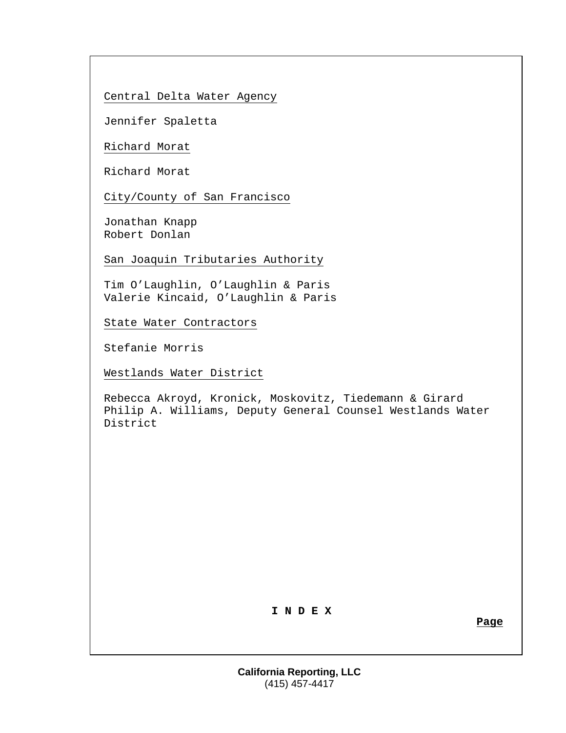Central Delta Water Agency

Jennifer Spaletta

Richard Morat

Richard Morat

City/County of San Francisco

Jonathan Knapp
Robert Donlan

San Joaquin Tributaries Authority

Tim O’Laughlin, O’Laughlin & Paris
Valerie Kincaid, O’Laughlin & Paris

State Water Contractors

Stefanie Morris

Westlands Water District

Rebecca Akroyd, Kronick, Moskovitz, Tiedemann & Girard
Philip A. Williams, Deputy General Counsel Westlands Water District

**I N D E X**

**Page**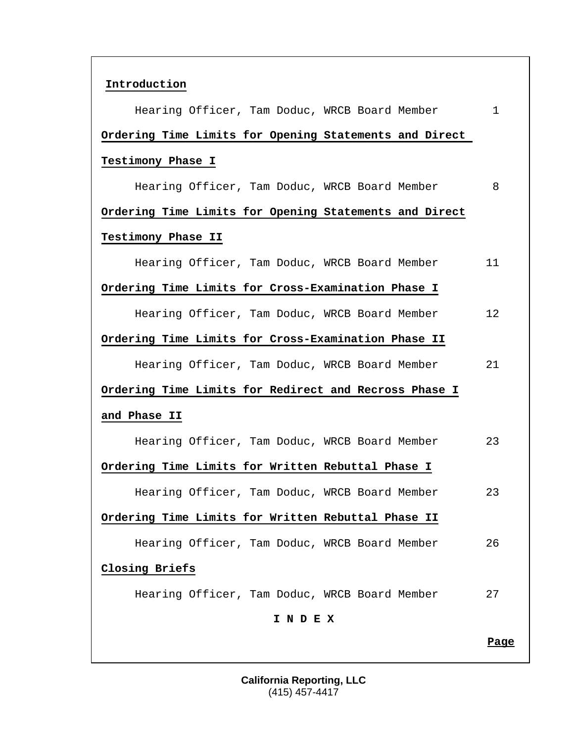**Introduction**

Hearing Officer, Tam Doduc, WRCB Board Member 1

**Ordering Time Limits for Opening Statements and Direct Testimony Phase I**

Hearing Officer, Tam Doduc, WRCB Board Member 8

**Ordering Time Limits for Opening Statements and Direct Testimony Phase II**

Hearing Officer, Tam Doduc, WRCB Board Member 11

**Ordering Time Limits for Cross-Examination Phase I**

Hearing Officer, Tam Doduc, WRCB Board Member 12

**Ordering Time Limits for Cross-Examination Phase II**

Hearing Officer, Tam Doduc, WRCB Board Member 21

**Ordering Time Limits for Redirect and Recross Phase I and Phase II**

Hearing Officer, Tam Doduc, WRCB Board Member 23

**Ordering Time Limits for Written Rebuttal Phase I**

Hearing Officer, Tam Doduc, WRCB Board Member 23

**Ordering Time Limits for Written Rebuttal Phase II**

Hearing Officer, Tam Doduc, WRCB Board Member 26

**Closing Briefs**

Hearing Officer, Tam Doduc, WRCB Board Member 27

**I N D E X**

**Page**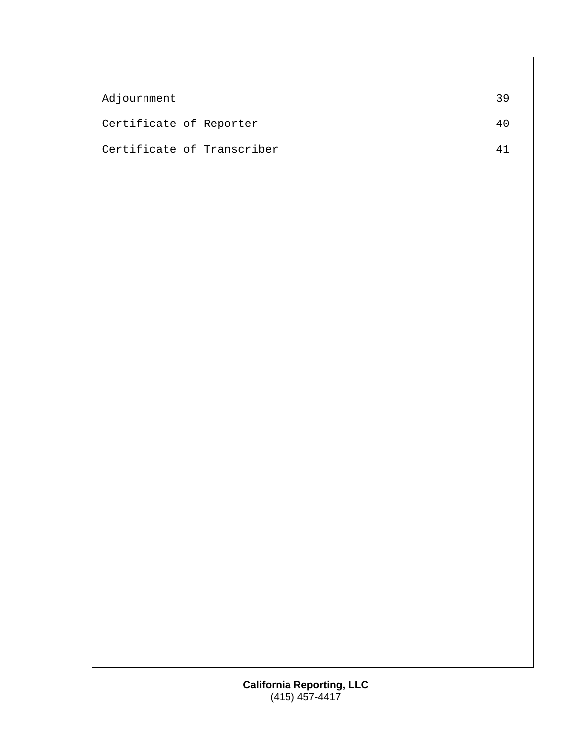| | |
|---|---|
| Adjournment | 39 |
| Certificate of Reporter | 40 |
| Certificate of Transcriber | 41 |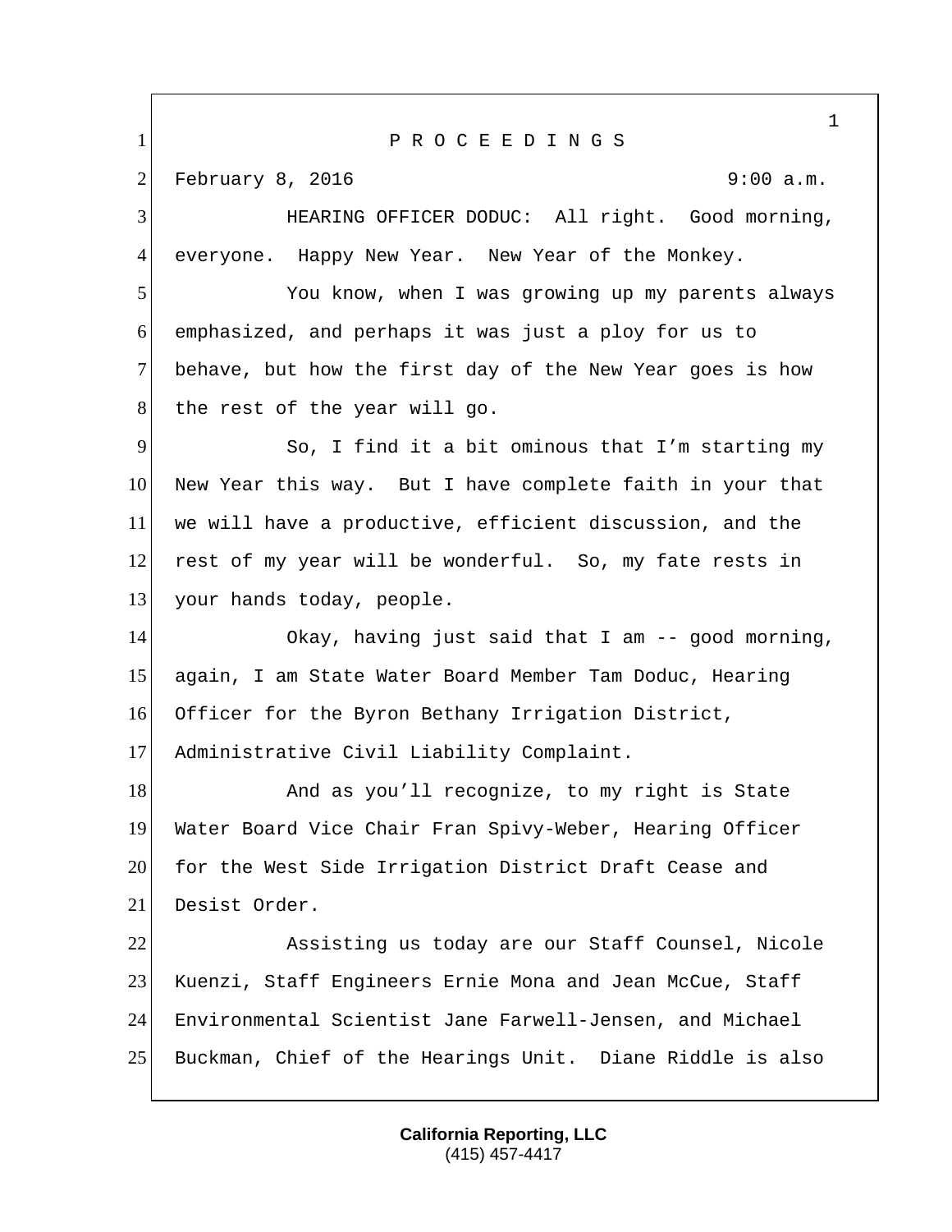P R O C E E D I N G S

February 8, 2016 9:00 a.m.

HEARING OFFICER DODUC: All right. Good morning, everyone. Happy New Year. New Year of the Monkey.

You know, when I was growing up my parents always emphasized, and perhaps it was just a ploy for us to behave, but how the first day of the New Year goes is how the rest of the year will go.

So, I find it a bit ominous that I'm starting my New Year this way. But I have complete faith in your that we will have a productive, efficient discussion, and the rest of my year will be wonderful. So, my fate rests in your hands today, people.

Okay, having just said that I am -- good morning, again, I am State Water Board Member Tam Doduc, Hearing Officer for the Byron Bethany Irrigation District, Administrative Civil Liability Complaint.

And as you'll recognize, to my right is State Water Board Vice Chair Fran Spivy-Weber, Hearing Officer for the West Side Irrigation District Draft Cease and Desist Order.

Assisting us today are our Staff Counsel, Nicole Kuenzi, Staff Engineers Ernie Mona and Jean McCue, Staff Environmental Scientist Jane Farwell-Jensen, and Michael Buckman, Chief of the Hearings Unit. Diane Riddle is also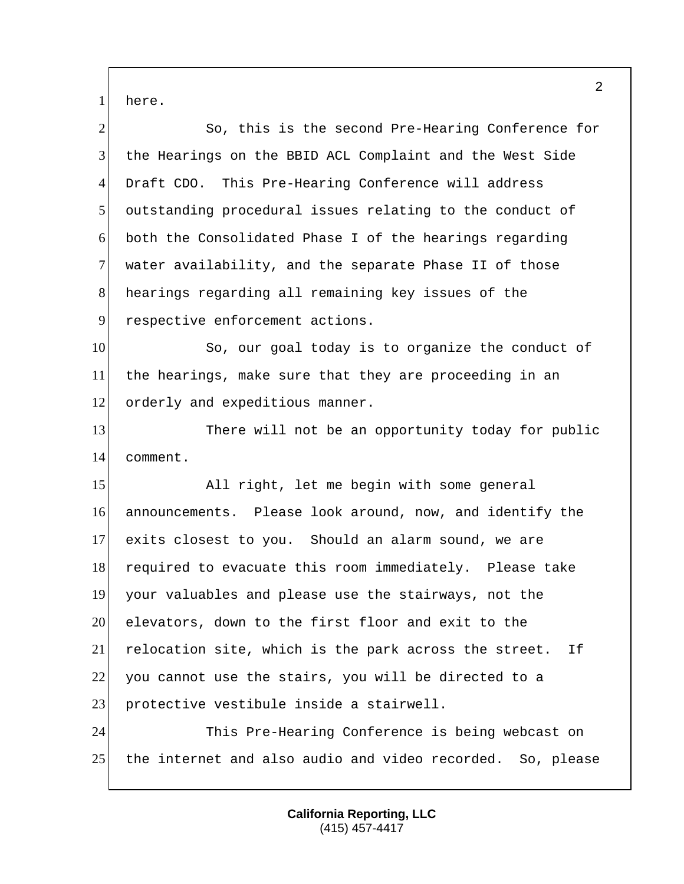here.

So, this is the second Pre-Hearing Conference for the Hearings on the BBID ACL Complaint and the West Side Draft CDO. This Pre-Hearing Conference will address outstanding procedural issues relating to the conduct of both the Consolidated Phase I of the hearings regarding water availability, and the separate Phase II of those hearings regarding all remaining key issues of the respective enforcement actions.

So, our goal today is to organize the conduct of the hearings, make sure that they are proceeding in an orderly and expeditious manner.

There will not be an opportunity today for public comment.

All right, let me begin with some general announcements. Please look around, now, and identify the exits closest to you. Should an alarm sound, we are required to evacuate this room immediately. Please take your valuables and please use the stairways, not the elevators, down to the first floor and exit to the relocation site, which is the park across the street. If you cannot use the stairs, you will be directed to a protective vestibule inside a stairwell.

This Pre-Hearing Conference is being webcast on the internet and also audio and video recorded. So, please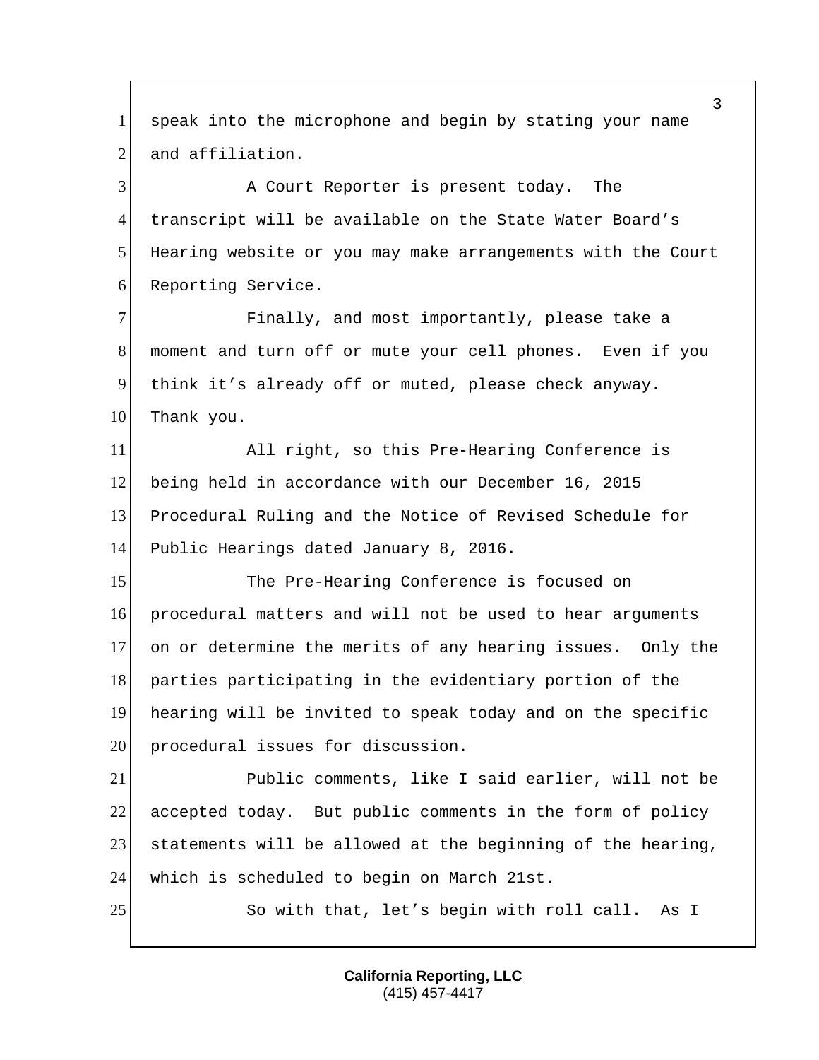speak into the microphone and begin by stating your name and affiliation.

A Court Reporter is present today. The transcript will be available on the State Water Board's Hearing website or you may make arrangements with the Court Reporting Service.

Finally, and most importantly, please take a moment and turn off or mute your cell phones. Even if you think it's already off or muted, please check anyway. Thank you.

All right, so this Pre-Hearing Conference is being held in accordance with our December 16, 2015 Procedural Ruling and the Notice of Revised Schedule for Public Hearings dated January 8, 2016.

The Pre-Hearing Conference is focused on procedural matters and will not be used to hear arguments on or determine the merits of any hearing issues. Only the parties participating in the evidentiary portion of the hearing will be invited to speak today and on the specific procedural issues for discussion.

Public comments, like I said earlier, will not be accepted today. But public comments in the form of policy statements will be allowed at the beginning of the hearing, which is scheduled to begin on March 21st.

So with that, let's begin with roll call. As I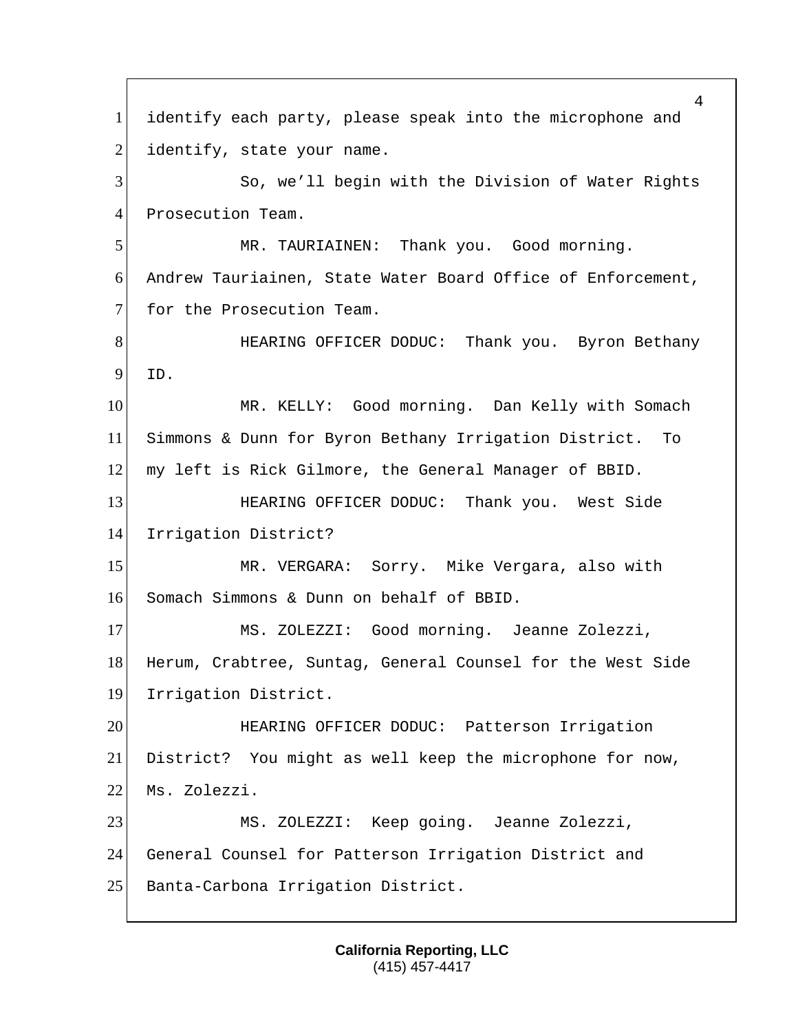identify each party, please speak into the microphone and identify, state your name.

So, we'll begin with the Division of Water Rights Prosecution Team.

MR. TAURIAINEN: Thank you. Good morning. Andrew Tauriainen, State Water Board Office of Enforcement, for the Prosecution Team.

HEARING OFFICER DODUC: Thank you. Byron Bethany ID.

MR. KELLY: Good morning. Dan Kelly with Somach Simmons & Dunn for Byron Bethany Irrigation District. To my left is Rick Gilmore, the General Manager of BBID.

HEARING OFFICER DODUC: Thank you. West Side Irrigation District?

MR. VERGARA: Sorry. Mike Vergara, also with Somach Simmons & Dunn on behalf of BBID.

MS. ZOLEZZI: Good morning. Jeanne Zolezzi, Herum, Crabtree, Suntag, General Counsel for the West Side Irrigation District.

HEARING OFFICER DODUC: Patterson Irrigation District? You might as well keep the microphone for now, Ms. Zolezzi.

MS. ZOLEZZI: Keep going. Jeanne Zolezzi, General Counsel for Patterson Irrigation District and Banta-Carbona Irrigation District.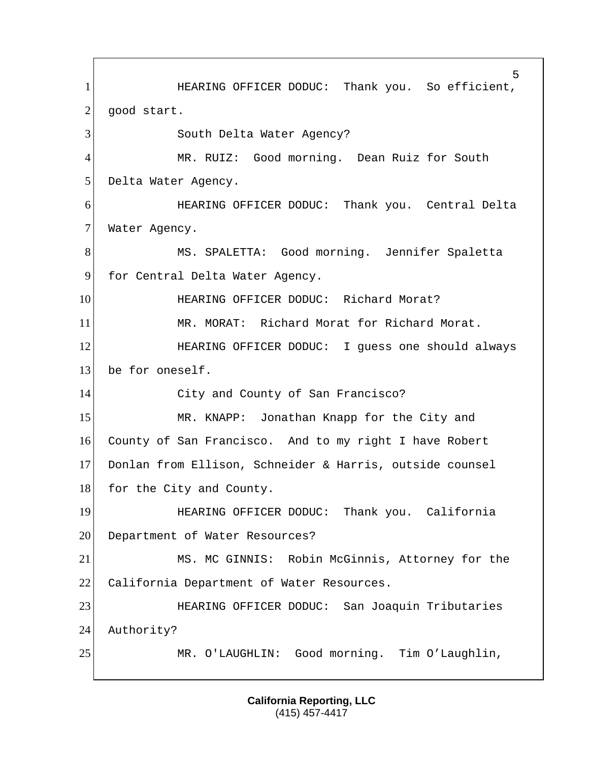HEARING OFFICER DODUC: Thank you. So efficient, good start.

South Delta Water Agency?

MR. RUIZ: Good morning. Dean Ruiz for South Delta Water Agency.

HEARING OFFICER DODUC: Thank you. Central Delta Water Agency.

MS. SPALETTA: Good morning. Jennifer Spaletta for Central Delta Water Agency.

HEARING OFFICER DODUC: Richard Morat?

MR. MORAT: Richard Morat for Richard Morat.

HEARING OFFICER DODUC: I guess one should always be for oneself.

City and County of San Francisco?

MR. KNAPP: Jonathan Knapp for the City and County of San Francisco. And to my right I have Robert Donlan from Ellison, Schneider & Harris, outside counsel for the City and County.

HEARING OFFICER DODUC: Thank you. California Department of Water Resources?

MS. MC GINNIS: Robin McGinnis, Attorney for the California Department of Water Resources.

HEARING OFFICER DODUC: San Joaquin Tributaries Authority?

MR. O'LAUGHLIN: Good morning. Tim O'Laughlin,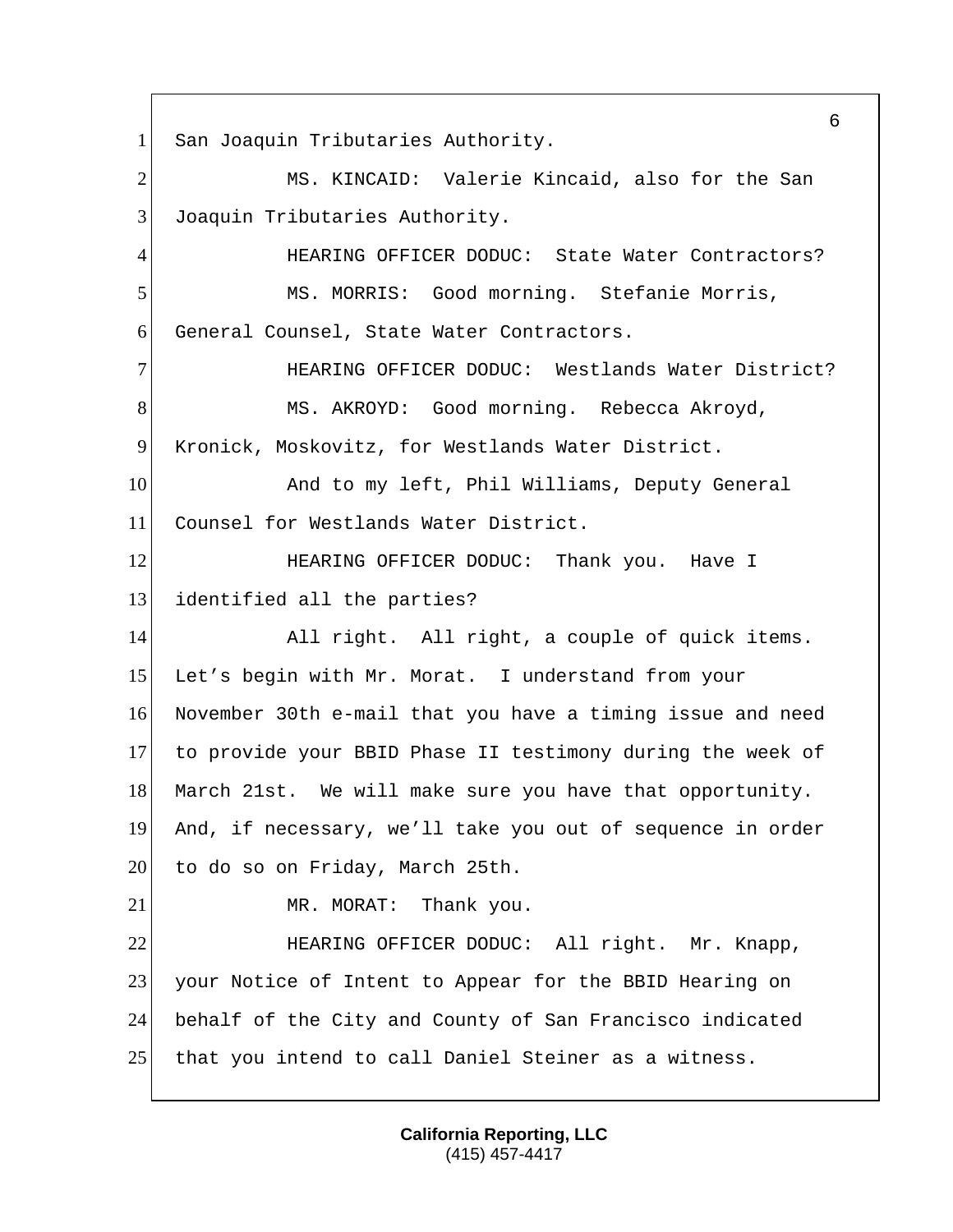San Joaquin Tributaries Authority.

MS. KINCAID: Valerie Kincaid, also for the San Joaquin Tributaries Authority.

HEARING OFFICER DODUC: State Water Contractors?

MS. MORRIS: Good morning. Stefanie Morris, General Counsel, State Water Contractors.

HEARING OFFICER DODUC: Westlands Water District?

MS. AKROYD: Good morning. Rebecca Akroyd, Kronick, Moskovitz, for Westlands Water District.

And to my left, Phil Williams, Deputy General Counsel for Westlands Water District.

HEARING OFFICER DODUC: Thank you. Have I identified all the parties?

All right. All right, a couple of quick items. Let's begin with Mr. Morat. I understand from your November 30th e-mail that you have a timing issue and need to provide your BBID Phase II testimony during the week of March 21st. We will make sure you have that opportunity. And, if necessary, we'll take you out of sequence in order to do so on Friday, March 25th.

MR. MORAT: Thank you.

HEARING OFFICER DODUC: All right. Mr. Knapp, your Notice of Intent to Appear for the BBID Hearing on behalf of the City and County of San Francisco indicated that you intend to call Daniel Steiner as a witness.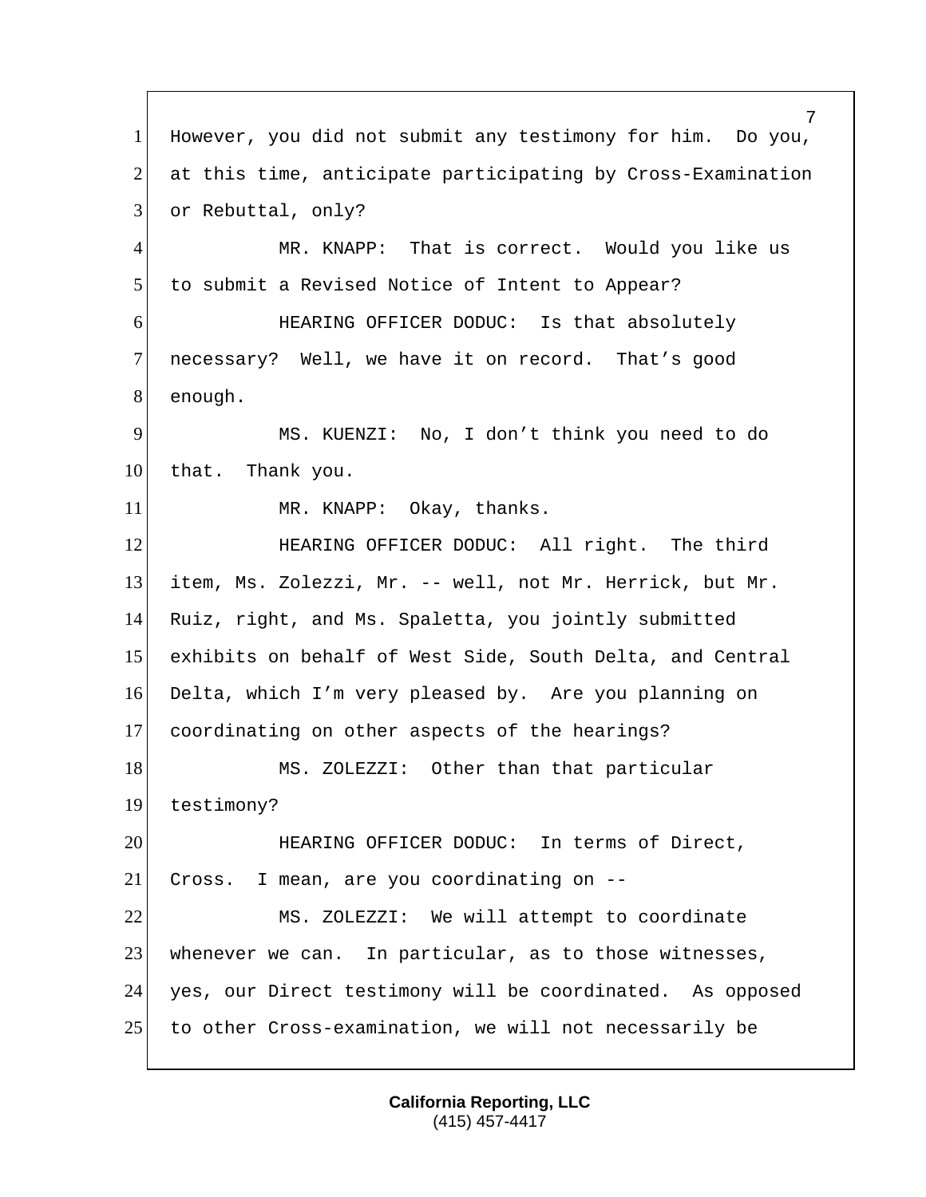However, you did not submit any testimony for him. Do you, at this time, anticipate participating by Cross-Examination or Rebuttal, only?

MR. KNAPP: That is correct. Would you like us to submit a Revised Notice of Intent to Appear?

HEARING OFFICER DODUC: Is that absolutely necessary? Well, we have it on record. That's good enough.

MS. KUENZI: No, I don't think you need to do that. Thank you.

MR. KNAPP: Okay, thanks.

HEARING OFFICER DODUC: All right. The third item, Ms. Zolezzi, Mr. -- well, not Mr. Herrick, but Mr. Ruiz, right, and Ms. Spaletta, you jointly submitted exhibits on behalf of West Side, South Delta, and Central Delta, which I'm very pleased by. Are you planning on coordinating on other aspects of the hearings?

MS. ZOLEZZI: Other than that particular testimony?

HEARING OFFICER DODUC: In terms of Direct, Cross. I mean, are you coordinating on --

MS. ZOLEZZI: We will attempt to coordinate whenever we can. In particular, as to those witnesses, yes, our Direct testimony will be coordinated. As opposed to other Cross-examination, we will not necessarily be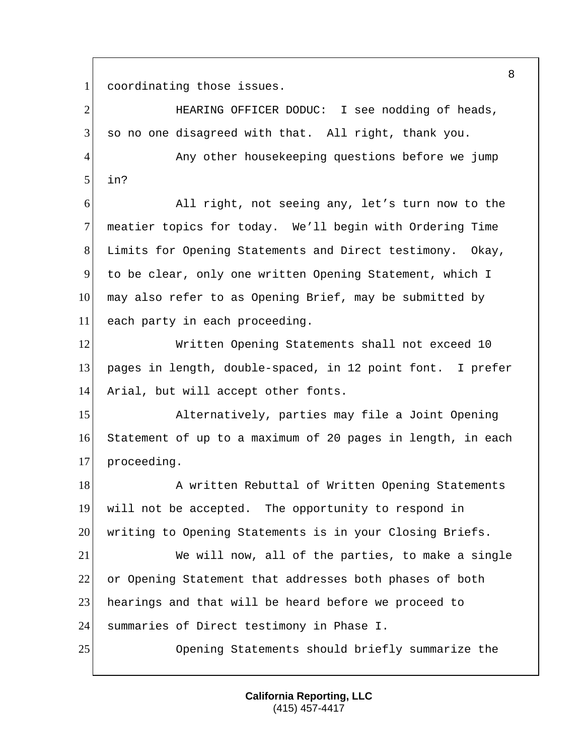coordinating those issues.

HEARING OFFICER DODUC: I see nodding of heads, so no one disagreed with that. All right, thank you.

Any other housekeeping questions before we jump in?

All right, not seeing any, let's turn now to the meatier topics for today. We'll begin with Ordering Time Limits for Opening Statements and Direct testimony. Okay, to be clear, only one written Opening Statement, which I may also refer to as Opening Brief, may be submitted by each party in each proceeding.

Written Opening Statements shall not exceed 10 pages in length, double-spaced, in 12 point font. I prefer Arial, but will accept other fonts.

Alternatively, parties may file a Joint Opening Statement of up to a maximum of 20 pages in length, in each proceeding.

A written Rebuttal of Written Opening Statements will not be accepted. The opportunity to respond in writing to Opening Statements is in your Closing Briefs.

We will now, all of the parties, to make a single or Opening Statement that addresses both phases of both hearings and that will be heard before we proceed to summaries of Direct testimony in Phase I.

Opening Statements should briefly summarize the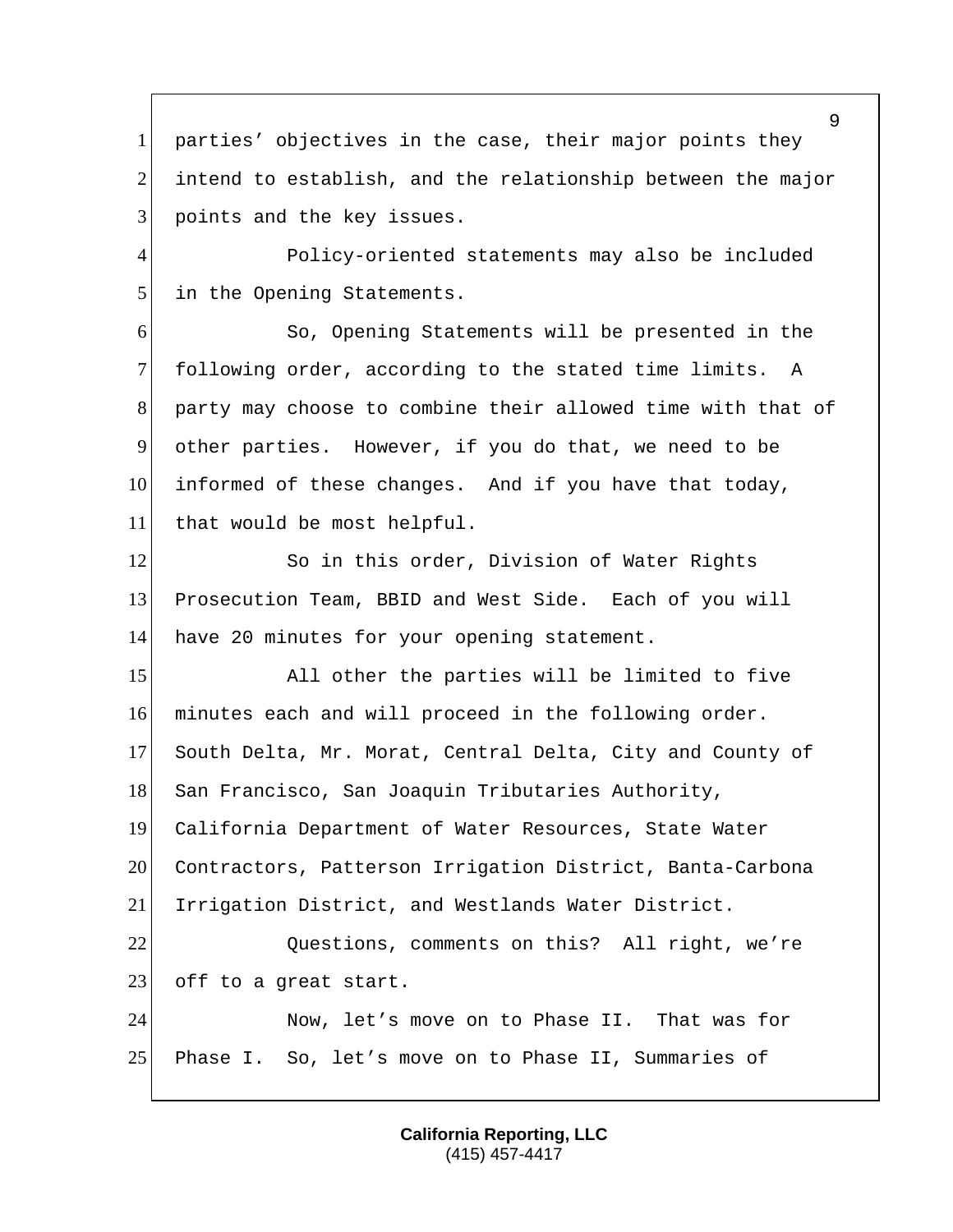parties' objectives in the case, their major points they intend to establish, and the relationship between the major points and the key issues.

Policy-oriented statements may also be included in the Opening Statements.

So, Opening Statements will be presented in the following order, according to the stated time limits. A party may choose to combine their allowed time with that of other parties. However, if you do that, we need to be informed of these changes. And if you have that today, that would be most helpful.

So in this order, Division of Water Rights Prosecution Team, BBID and West Side. Each of you will have 20 minutes for your opening statement.

All other the parties will be limited to five minutes each and will proceed in the following order. South Delta, Mr. Morat, Central Delta, City and County of San Francisco, San Joaquin Tributaries Authority, California Department of Water Resources, State Water Contractors, Patterson Irrigation District, Banta-Carbona Irrigation District, and Westlands Water District.

Questions, comments on this? All right, we're off to a great start.

Now, let's move on to Phase II. That was for Phase I. So, let's move on to Phase II, Summaries of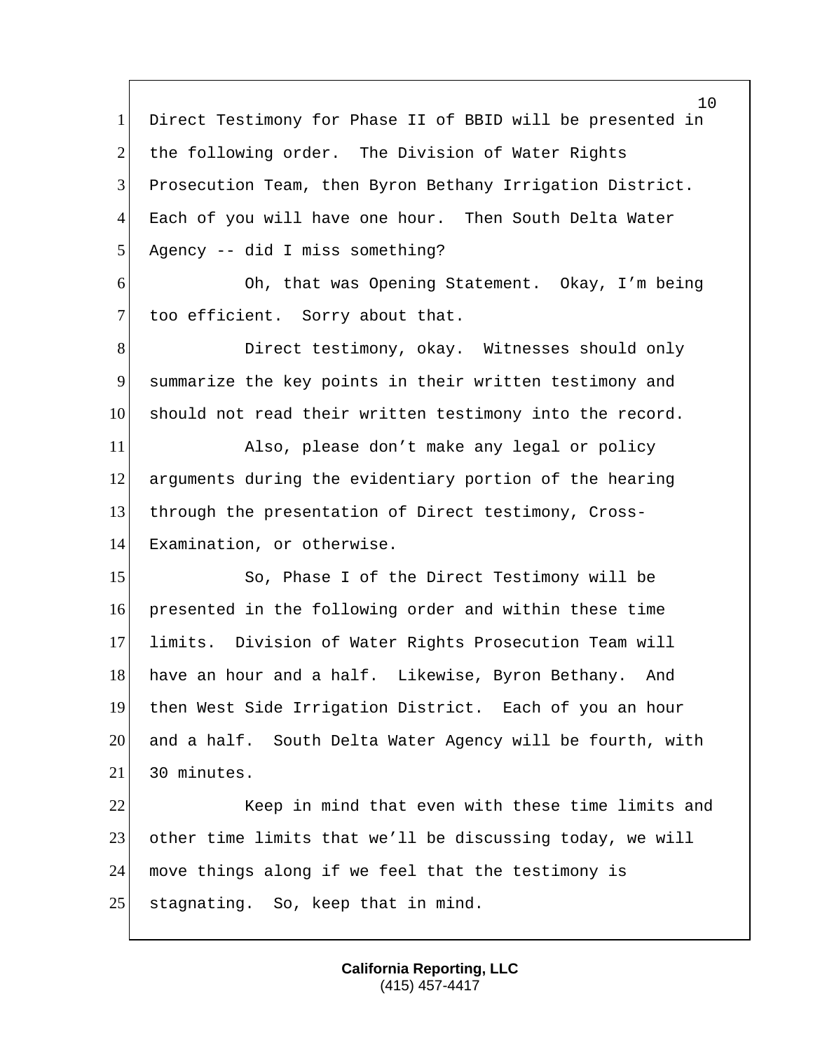Direct Testimony for Phase II of BBID will be presented in the following order. The Division of Water Rights Prosecution Team, then Byron Bethany Irrigation District. Each of you will have one hour. Then South Delta Water Agency -- did I miss something?

Oh, that was Opening Statement. Okay, I'm being too efficient. Sorry about that.

Direct testimony, okay. Witnesses should only summarize the key points in their written testimony and should not read their written testimony into the record.

Also, please don't make any legal or policy arguments during the evidentiary portion of the hearing through the presentation of Direct testimony, Cross-Examination, or otherwise.

So, Phase I of the Direct Testimony will be presented in the following order and within these time limits. Division of Water Rights Prosecution Team will have an hour and a half. Likewise, Byron Bethany. And then West Side Irrigation District. Each of you an hour and a half. South Delta Water Agency will be fourth, with 30 minutes.

Keep in mind that even with these time limits and other time limits that we'll be discussing today, we will move things along if we feel that the testimony is stagnating. So, keep that in mind.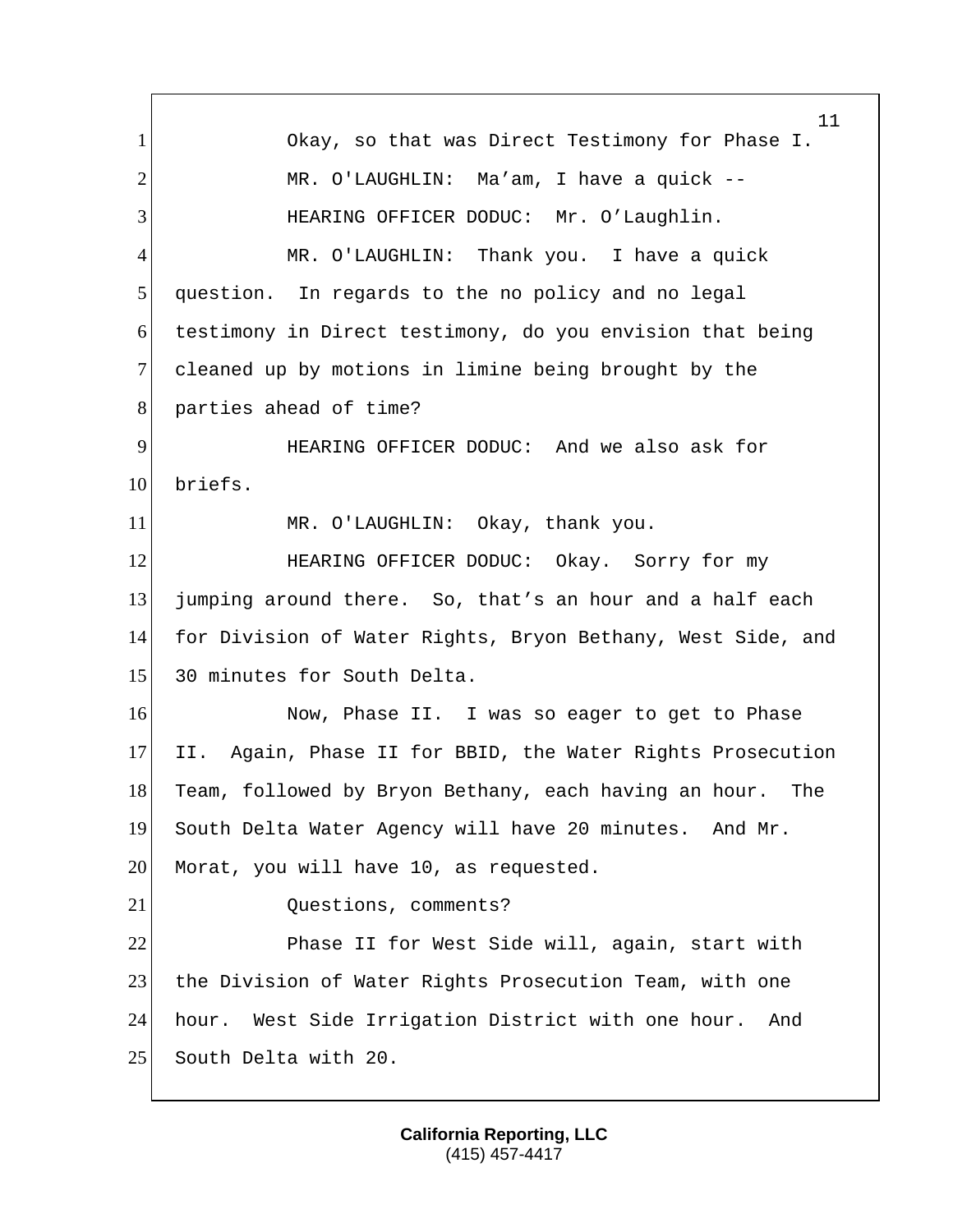Okay, so that was Direct Testimony for Phase I.

MR. O'LAUGHLIN: Ma’am, I have a quick --

HEARING OFFICER DODUC: Mr. O’Laughlin.

MR. O'LAUGHLIN: Thank you. I have a quick question. In regards to the no policy and no legal testimony in Direct testimony, do you envision that being cleaned up by motions in limine being brought by the parties ahead of time?

HEARING OFFICER DODUC: And we also ask for briefs.

MR. O'LAUGHLIN: Okay, thank you.

HEARING OFFICER DODUC: Okay. Sorry for my jumping around there. So, that’s an hour and a half each for Division of Water Rights, Bryon Bethany, West Side, and 30 minutes for South Delta.

Now, Phase II. I was so eager to get to Phase II. Again, Phase II for BBID, the Water Rights Prosecution Team, followed by Bryon Bethany, each having an hour. The South Delta Water Agency will have 20 minutes. And Mr. Morat, you will have 10, as requested.

Questions, comments?

Phase II for West Side will, again, start with the Division of Water Rights Prosecution Team, with one hour. West Side Irrigation District with one hour. And South Delta with 20.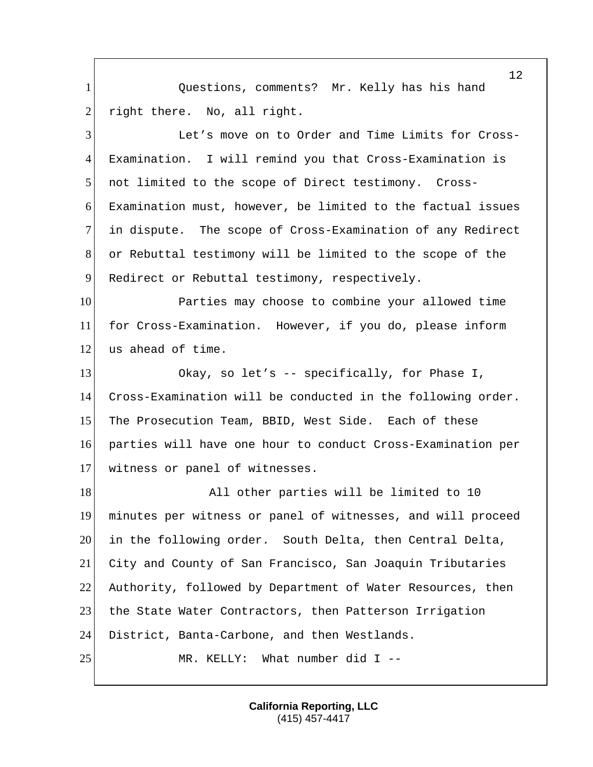Questions, comments? Mr. Kelly has his hand right there. No, all right.

Let's move on to Order and Time Limits for Cross-Examination. I will remind you that Cross-Examination is not limited to the scope of Direct testimony. Cross-Examination must, however, be limited to the factual issues in dispute. The scope of Cross-Examination of any Redirect or Rebuttal testimony will be limited to the scope of the Redirect or Rebuttal testimony, respectively.

Parties may choose to combine your allowed time for Cross-Examination. However, if you do, please inform us ahead of time.

Okay, so let's -- specifically, for Phase I, Cross-Examination will be conducted in the following order. The Prosecution Team, BBID, West Side. Each of these parties will have one hour to conduct Cross-Examination per witness or panel of witnesses.

All other parties will be limited to 10 minutes per witness or panel of witnesses, and will proceed in the following order. South Delta, then Central Delta, City and County of San Francisco, San Joaquin Tributaries Authority, followed by Department of Water Resources, then the State Water Contractors, then Patterson Irrigation District, Banta-Carbone, and then Westlands.

MR. KELLY: What number did I --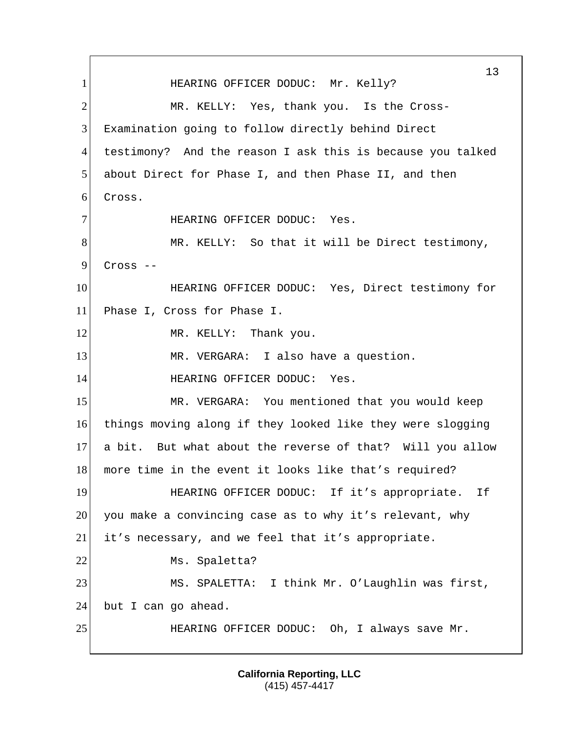1 HEARING OFFICER DODUC: Mr. Kelly?

2 MR. KELLY: Yes, thank you. Is the Cross-

3 Examination going to follow directly behind Direct

4 testimony? And the reason I ask this is because you talked

5 about Direct for Phase I, and then Phase II, and then

6 Cross.

7 HEARING OFFICER DODUC: Yes.

8 MR. KELLY: So that it will be Direct testimony,

9 Cross --

10 HEARING OFFICER DODUC: Yes, Direct testimony for

11 Phase I, Cross for Phase I.

12 MR. KELLY: Thank you.

13 MR. VERGARA: I also have a question.

14 HEARING OFFICER DODUC: Yes.

15 MR. VERGARA: You mentioned that you would keep

16 things moving along if they looked like they were slogging

17 a bit. But what about the reverse of that? Will you allow

18 more time in the event it looks like that's required?

19 HEARING OFFICER DODUC: If it's appropriate. If

20 you make a convincing case as to why it's relevant, why

21 it's necessary, and we feel that it's appropriate.

22 Ms. Spaletta?

23 MS. SPALETTA: I think Mr. O'Laughlin was first,

24 but I can go ahead.

25 HEARING OFFICER DODUC: Oh, I always save Mr.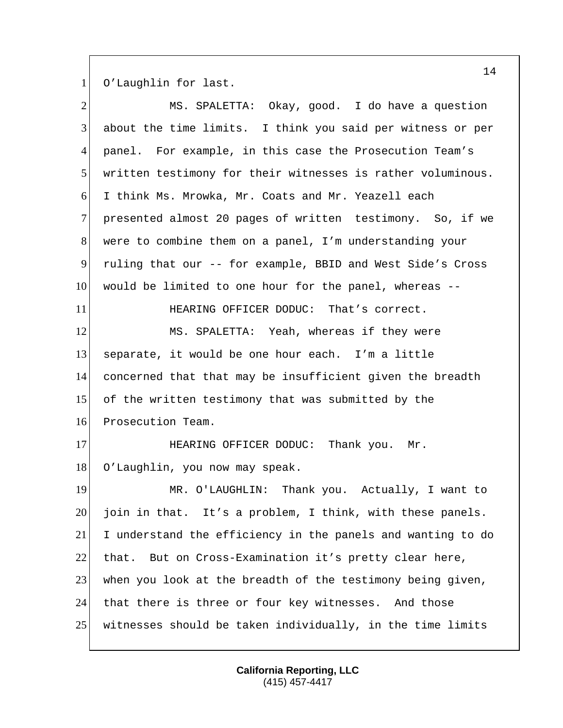O’Laughlin for last.

MS. SPALETTA: Okay, good. I do have a question about the time limits. I think you said per witness or per panel. For example, in this case the Prosecution Team’s written testimony for their witnesses is rather voluminous. I think Ms. Mrowka, Mr. Coats and Mr. Yeazell each presented almost 20 pages of written testimony. So, if we were to combine them on a panel, I’m understanding your ruling that our -- for example, BBID and West Side’s Cross would be limited to one hour for the panel, whereas --

HEARING OFFICER DODUC: That’s correct.

MS. SPALETTA: Yeah, whereas if they were separate, it would be one hour each. I’m a little concerned that that may be insufficient given the breadth of the written testimony that was submitted by the Prosecution Team.

HEARING OFFICER DODUC: Thank you. Mr. O’Laughlin, you now may speak.

MR. O'LAUGHLIN: Thank you. Actually, I want to join in that. It’s a problem, I think, with these panels. I understand the efficiency in the panels and wanting to do that. But on Cross-Examination it’s pretty clear here, when you look at the breadth of the testimony being given, that there is three or four key witnesses. And those witnesses should be taken individually, in the time limits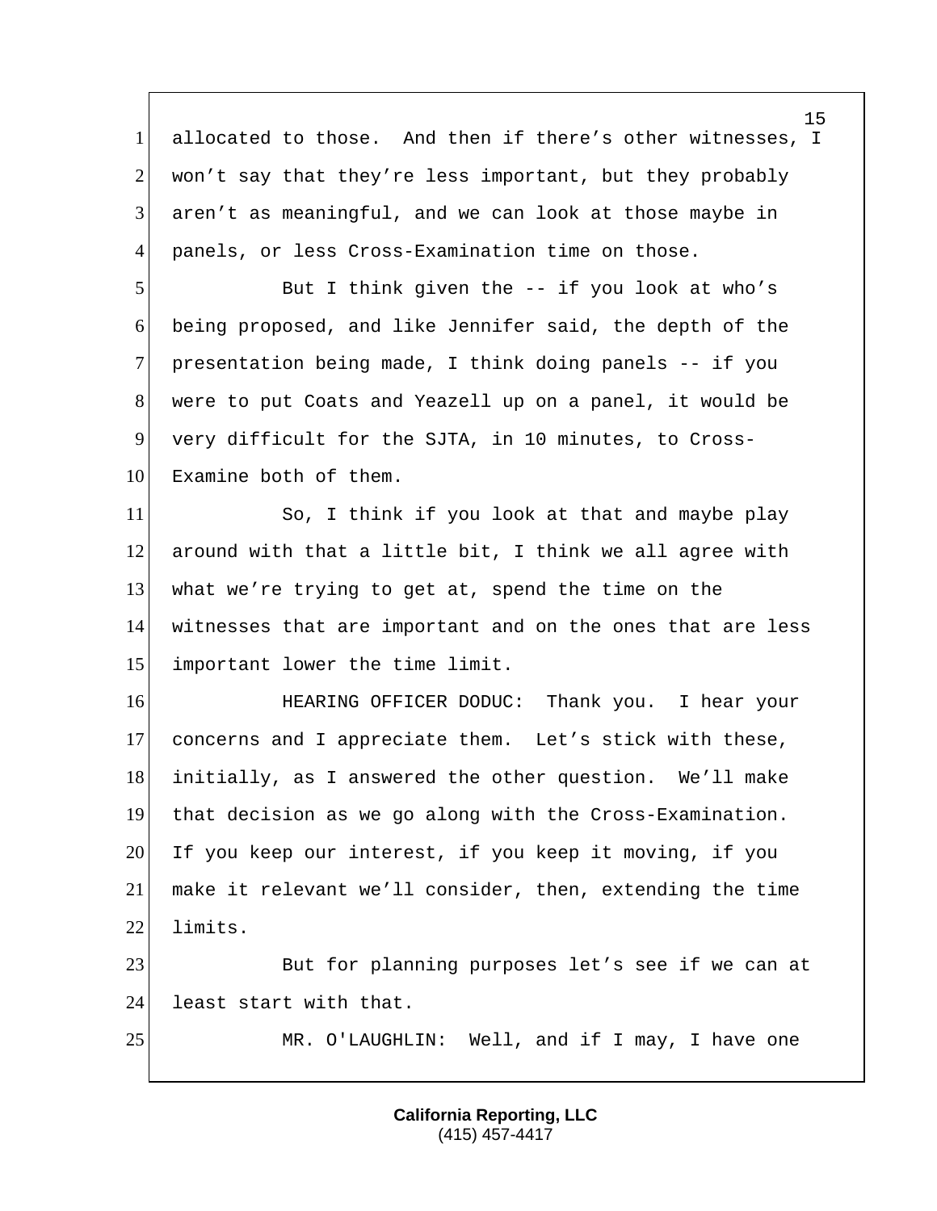allocated to those. And then if there's other witnesses, I won't say that they're less important, but they probably aren't as meaningful, and we can look at those maybe in panels, or less Cross-Examination time on those.

But I think given the -- if you look at who's being proposed, and like Jennifer said, the depth of the presentation being made, I think doing panels -- if you were to put Coats and Yeazell up on a panel, it would be very difficult for the SJTA, in 10 minutes, to Cross-Examine both of them.

So, I think if you look at that and maybe play around with that a little bit, I think we all agree with what we're trying to get at, spend the time on the witnesses that are important and on the ones that are less important lower the time limit.

HEARING OFFICER DODUC: Thank you. I hear your concerns and I appreciate them. Let's stick with these, initially, as I answered the other question. We'll make that decision as we go along with the Cross-Examination. If you keep our interest, if you keep it moving, if you make it relevant we'll consider, then, extending the time limits.

But for planning purposes let's see if we can at least start with that.

MR. O'LAUGHLIN: Well, and if I may, I have one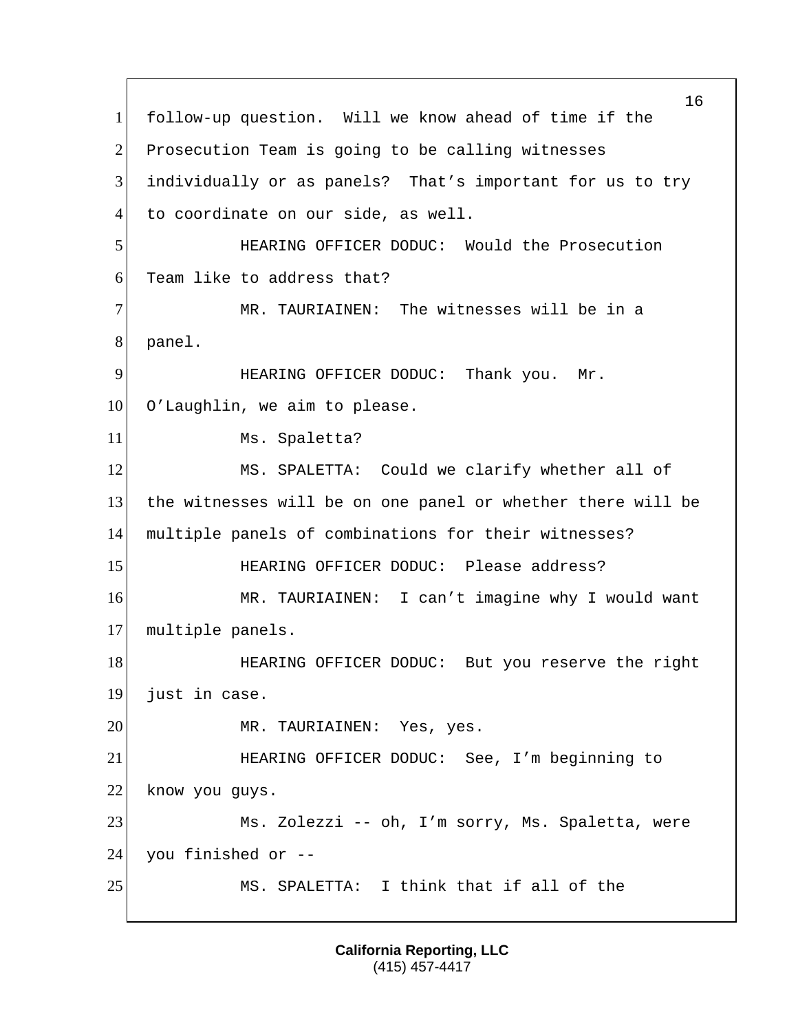follow-up question. Will we know ahead of time if the Prosecution Team is going to be calling witnesses individually or as panels? That's important for us to try to coordinate on our side, as well.

HEARING OFFICER DODUC: Would the Prosecution Team like to address that?

MR. TAURIAINEN: The witnesses will be in a panel.

HEARING OFFICER DODUC: Thank you. Mr. O'Laughlin, we aim to please.

Ms. Spaletta?

MS. SPALETTA: Could we clarify whether all of the witnesses will be on one panel or whether there will be multiple panels of combinations for their witnesses?

HEARING OFFICER DODUC: Please address?

MR. TAURIAINEN: I can't imagine why I would want multiple panels.

HEARING OFFICER DODUC: But you reserve the right just in case.

MR. TAURIAINEN: Yes, yes.

HEARING OFFICER DODUC: See, I'm beginning to know you guys.

Ms. Zolezzi -- oh, I'm sorry, Ms. Spaletta, were you finished or --

MS. SPALETTA: I think that if all of the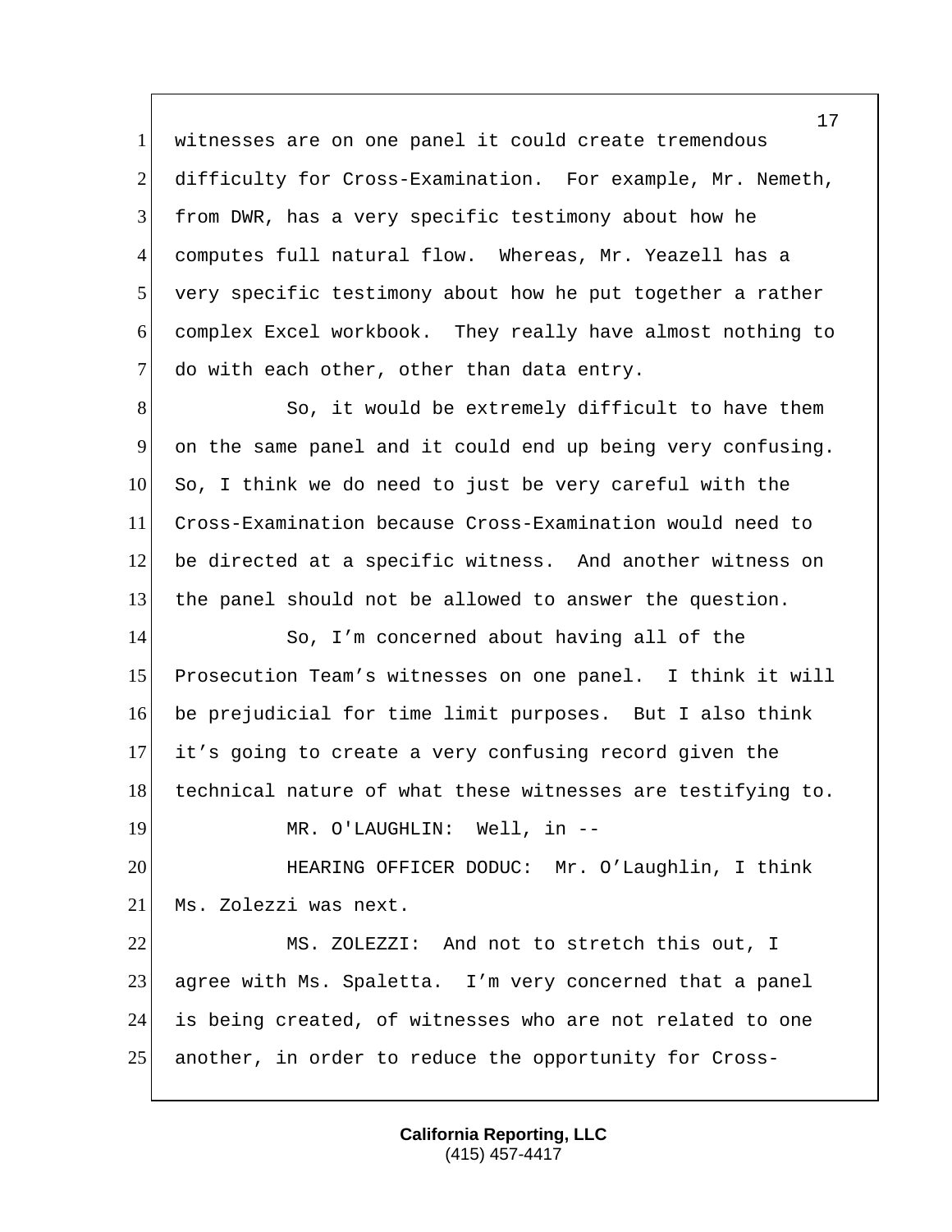witnesses are on one panel it could create tremendous difficulty for Cross-Examination. For example, Mr. Nemeth, from DWR, has a very specific testimony about how he computes full natural flow. Whereas, Mr. Yeazell has a very specific testimony about how he put together a rather complex Excel workbook. They really have almost nothing to do with each other, other than data entry.

So, it would be extremely difficult to have them on the same panel and it could end up being very confusing. So, I think we do need to just be very careful with the Cross-Examination because Cross-Examination would need to be directed at a specific witness. And another witness on the panel should not be allowed to answer the question.

So, I'm concerned about having all of the Prosecution Team's witnesses on one panel. I think it will be prejudicial for time limit purposes. But I also think it's going to create a very confusing record given the technical nature of what these witnesses are testifying to.

MR. O'LAUGHLIN: Well, in --

HEARING OFFICER DODUC: Mr. O'Laughlin, I think Ms. Zolezzi was next.

MS. ZOLEZZI: And not to stretch this out, I agree with Ms. Spaletta. I'm very concerned that a panel is being created, of witnesses who are not related to one another, in order to reduce the opportunity for Cross-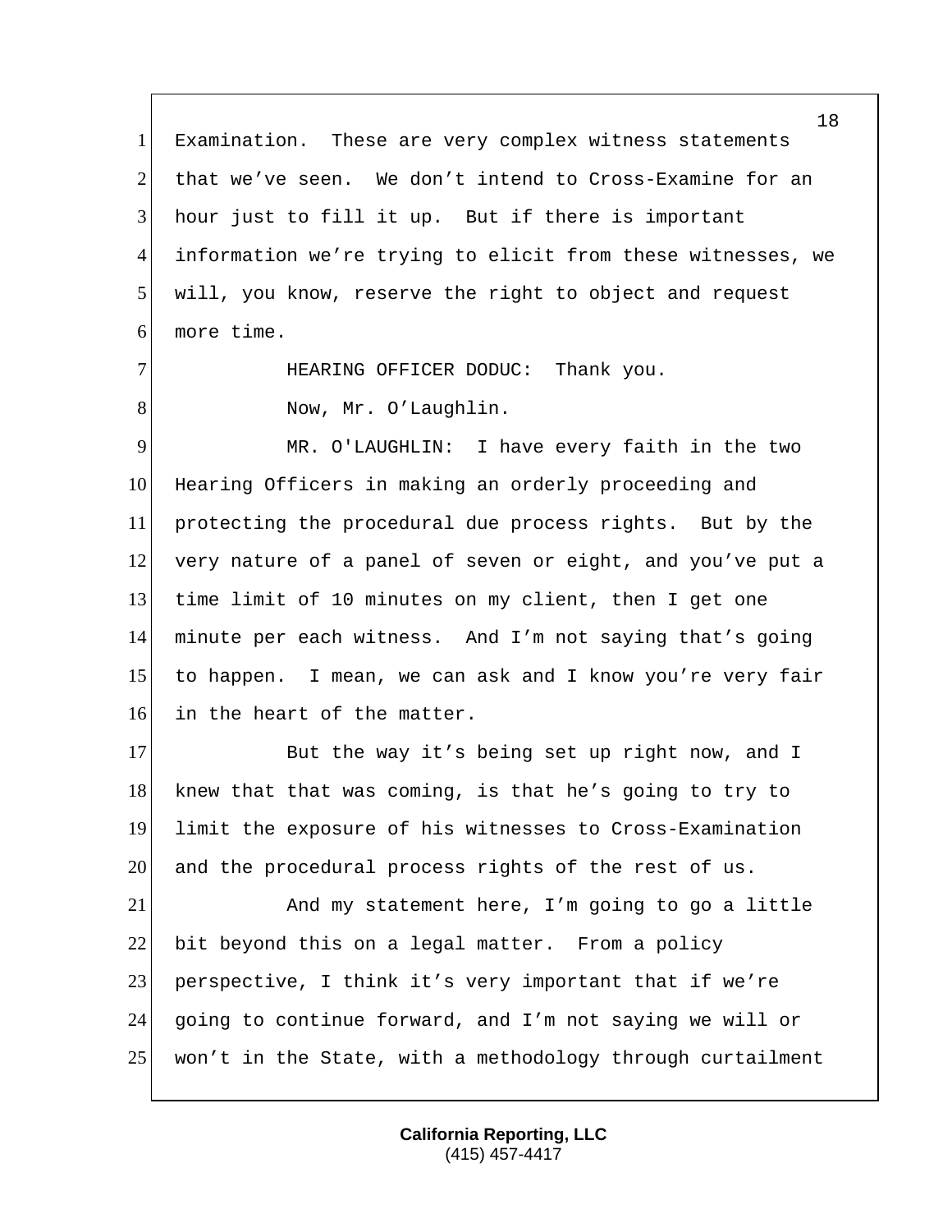Examination. These are very complex witness statements that we've seen. We don't intend to Cross-Examine for an hour just to fill it up. But if there is important information we're trying to elicit from these witnesses, we will, you know, reserve the right to object and request more time.

HEARING OFFICER DODUC: Thank you.

Now, Mr. O'Laughlin.

MR. O'LAUGHLIN: I have every faith in the two Hearing Officers in making an orderly proceeding and protecting the procedural due process rights. But by the very nature of a panel of seven or eight, and you've put a time limit of 10 minutes on my client, then I get one minute per each witness. And I'm not saying that's going to happen. I mean, we can ask and I know you're very fair in the heart of the matter.

But the way it's being set up right now, and I knew that that was coming, is that he's going to try to limit the exposure of his witnesses to Cross-Examination and the procedural process rights of the rest of us.

And my statement here, I'm going to go a little bit beyond this on a legal matter. From a policy perspective, I think it's very important that if we're going to continue forward, and I'm not saying we will or won't in the State, with a methodology through curtailment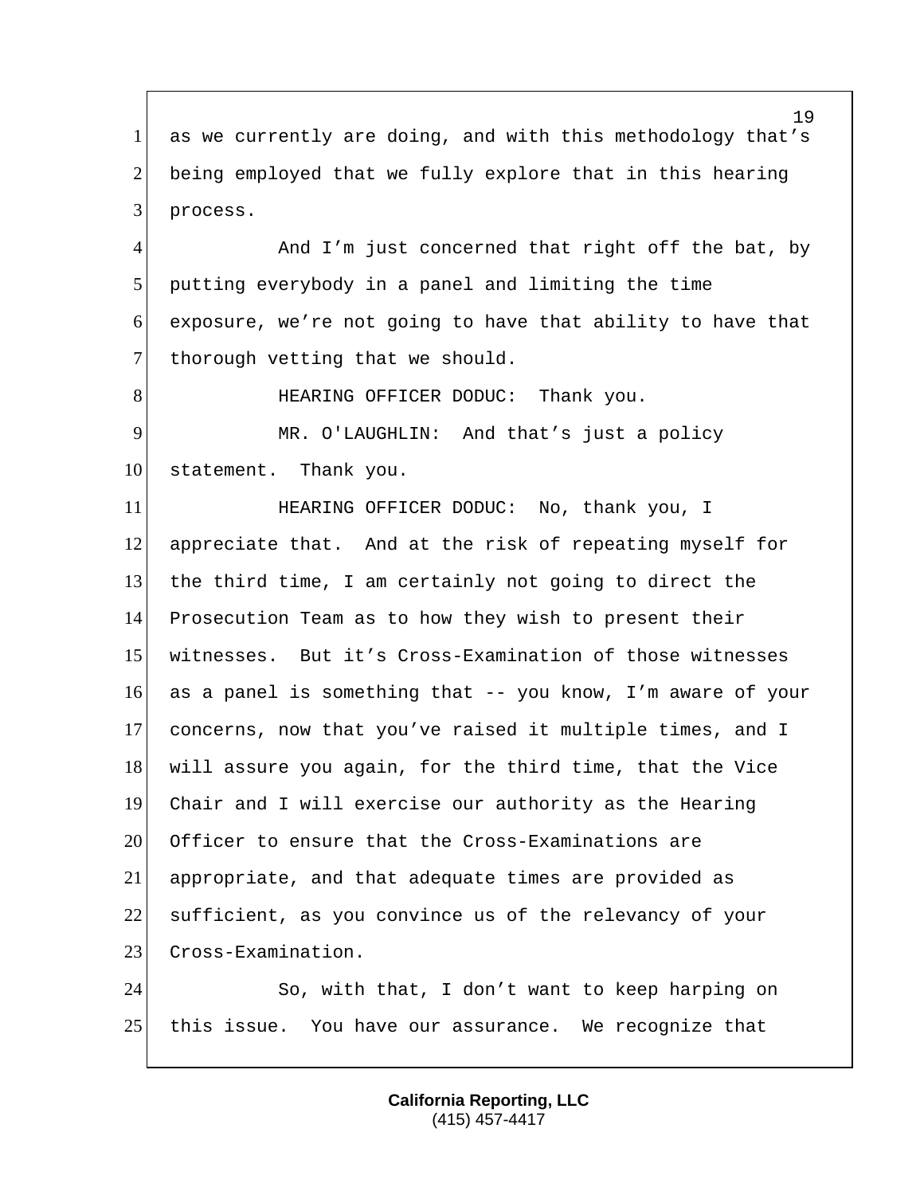as we currently are doing, and with this methodology that's being employed that we fully explore that in this hearing process.

And I'm just concerned that right off the bat, by putting everybody in a panel and limiting the time exposure, we're not going to have that ability to have that thorough vetting that we should.

HEARING OFFICER DODUC: Thank you.

MR. O'LAUGHLIN: And that's just a policy statement. Thank you.

HEARING OFFICER DODUC: No, thank you, I appreciate that. And at the risk of repeating myself for the third time, I am certainly not going to direct the Prosecution Team as to how they wish to present their witnesses. But it's Cross-Examination of those witnesses as a panel is something that -- you know, I'm aware of your concerns, now that you've raised it multiple times, and I will assure you again, for the third time, that the Vice Chair and I will exercise our authority as the Hearing Officer to ensure that the Cross-Examinations are appropriate, and that adequate times are provided as sufficient, as you convince us of the relevancy of your Cross-Examination.

So, with that, I don't want to keep harping on this issue. You have our assurance. We recognize that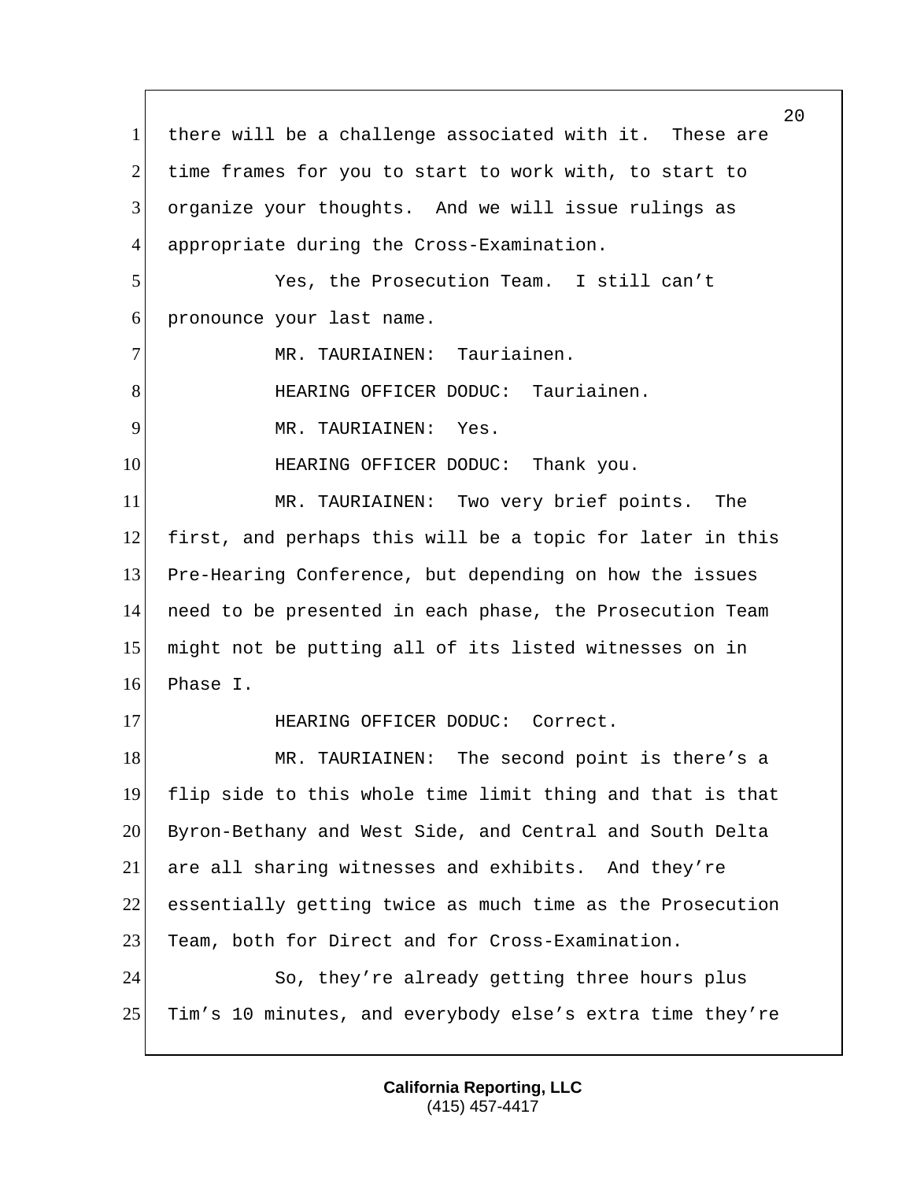there will be a challenge associated with it. These are time frames for you to start to work with, to start to organize your thoughts. And we will issue rulings as appropriate during the Cross-Examination.

Yes, the Prosecution Team. I still can't pronounce your last name.

MR. TAURIAINEN: Tauriainen.

HEARING OFFICER DODUC: Tauriainen.

MR. TAURIAINEN: Yes.

HEARING OFFICER DODUC: Thank you.

MR. TAURIAINEN: Two very brief points. The first, and perhaps this will be a topic for later in this Pre-Hearing Conference, but depending on how the issues need to be presented in each phase, the Prosecution Team might not be putting all of its listed witnesses on in Phase I.

HEARING OFFICER DODUC: Correct.

MR. TAURIAINEN: The second point is there's a flip side to this whole time limit thing and that is that Byron-Bethany and West Side, and Central and South Delta are all sharing witnesses and exhibits. And they're essentially getting twice as much time as the Prosecution Team, both for Direct and for Cross-Examination.

So, they're already getting three hours plus Tim's 10 minutes, and everybody else's extra time they're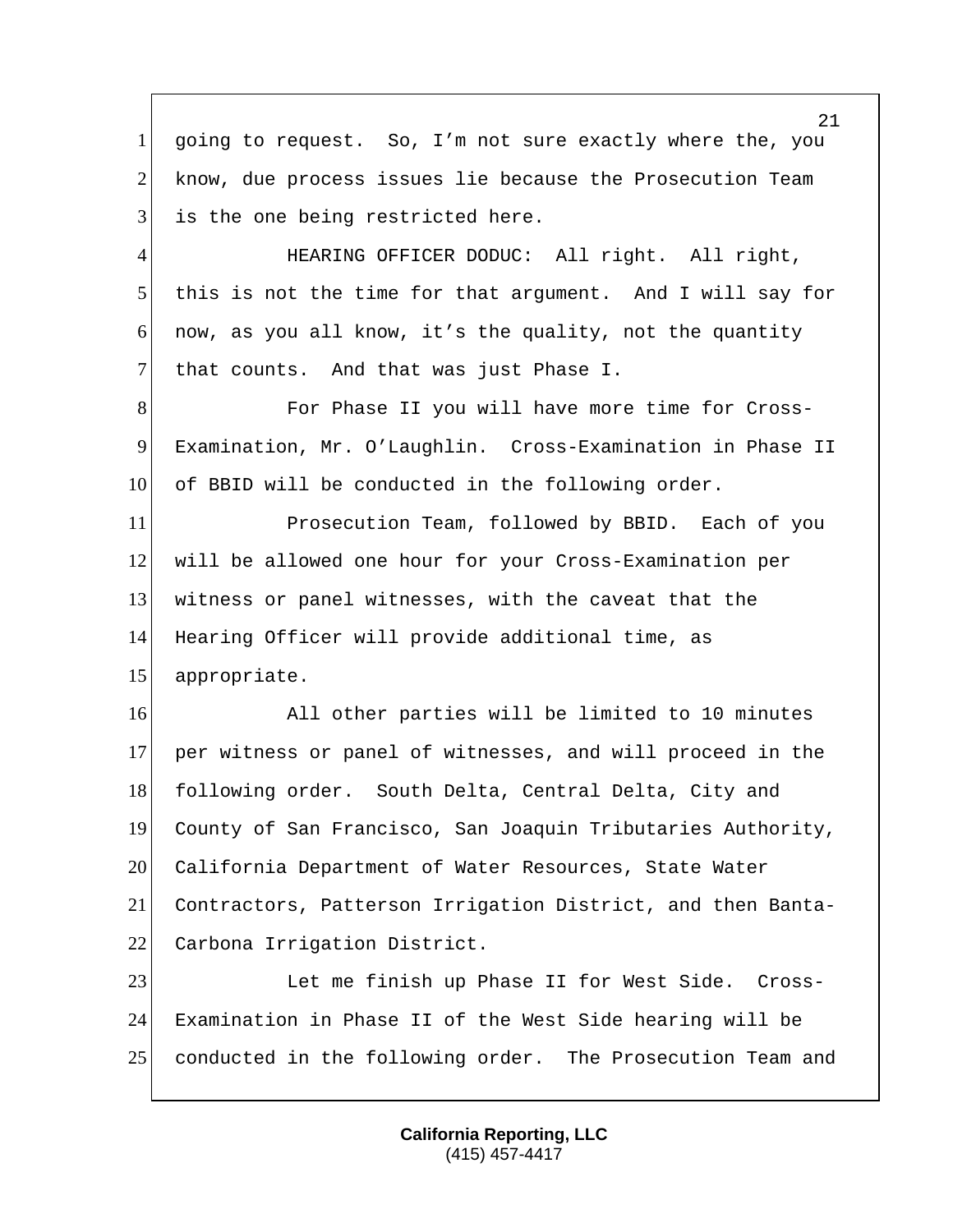going to request. So, I'm not sure exactly where the, you know, due process issues lie because the Prosecution Team is the one being restricted here.

HEARING OFFICER DODUC: All right. All right, this is not the time for that argument. And I will say for now, as you all know, it's the quality, not the quantity that counts. And that was just Phase I.

For Phase II you will have more time for Cross-Examination, Mr. O'Laughlin. Cross-Examination in Phase II of BBID will be conducted in the following order.

Prosecution Team, followed by BBID. Each of you will be allowed one hour for your Cross-Examination per witness or panel witnesses, with the caveat that the Hearing Officer will provide additional time, as appropriate.

All other parties will be limited to 10 minutes per witness or panel of witnesses, and will proceed in the following order. South Delta, Central Delta, City and County of San Francisco, San Joaquin Tributaries Authority, California Department of Water Resources, State Water Contractors, Patterson Irrigation District, and then Banta-Carbona Irrigation District.

Let me finish up Phase II for West Side. Cross-Examination in Phase II of the West Side hearing will be conducted in the following order. The Prosecution Team and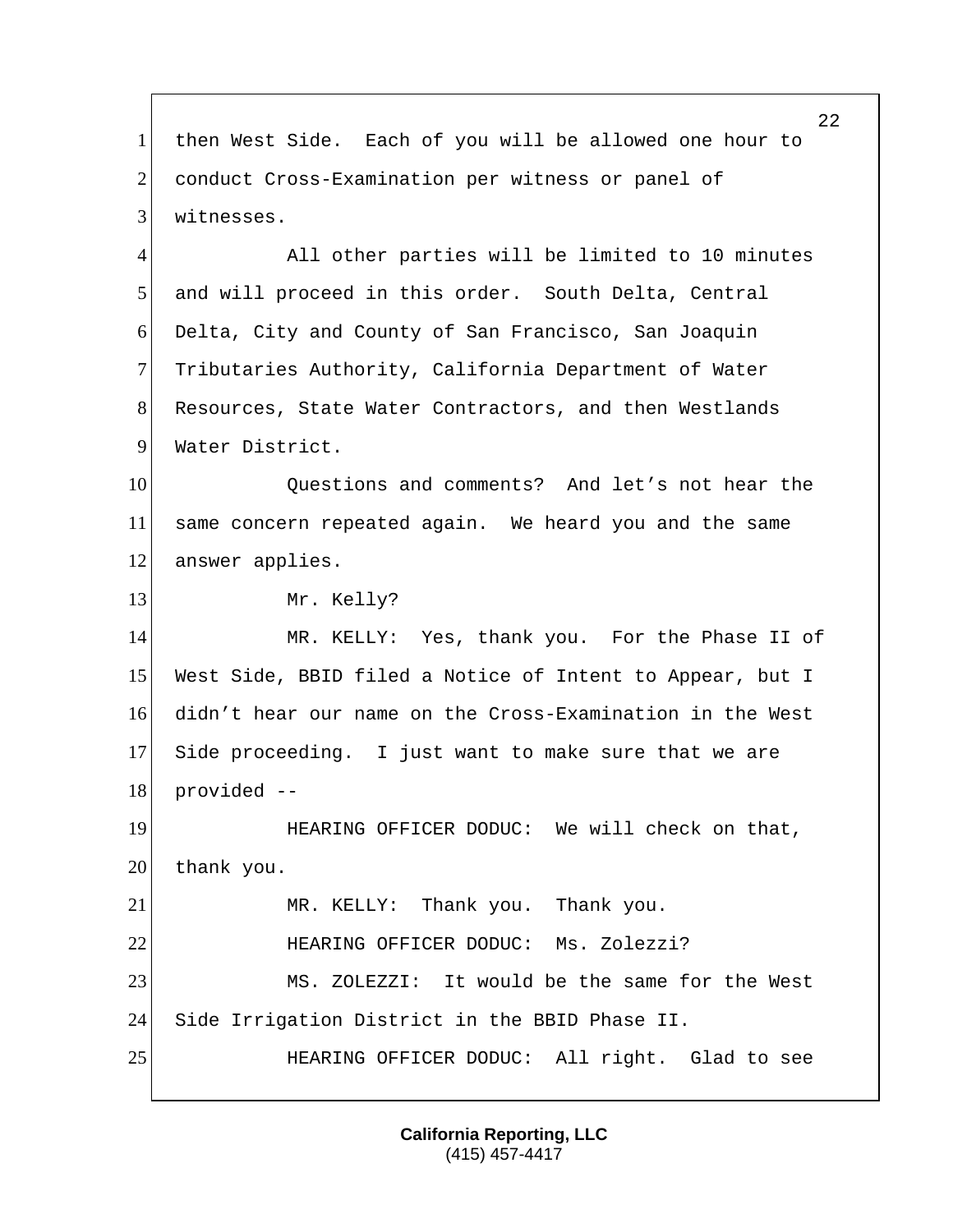then West Side. Each of you will be allowed one hour to conduct Cross-Examination per witness or panel of witnesses.

All other parties will be limited to 10 minutes and will proceed in this order. South Delta, Central Delta, City and County of San Francisco, San Joaquin Tributaries Authority, California Department of Water Resources, State Water Contractors, and then Westlands Water District.

Questions and comments? And let's not hear the same concern repeated again. We heard you and the same answer applies.

Mr. Kelly?

MR. KELLY: Yes, thank you. For the Phase II of West Side, BBID filed a Notice of Intent to Appear, but I didn't hear our name on the Cross-Examination in the West Side proceeding. I just want to make sure that we are provided --

HEARING OFFICER DODUC: We will check on that, thank you.

MR. KELLY: Thank you. Thank you.

HEARING OFFICER DODUC: Ms. Zolezzi?

MS. ZOLEZZI: It would be the same for the West Side Irrigation District in the BBID Phase II.

HEARING OFFICER DODUC: All right. Glad to see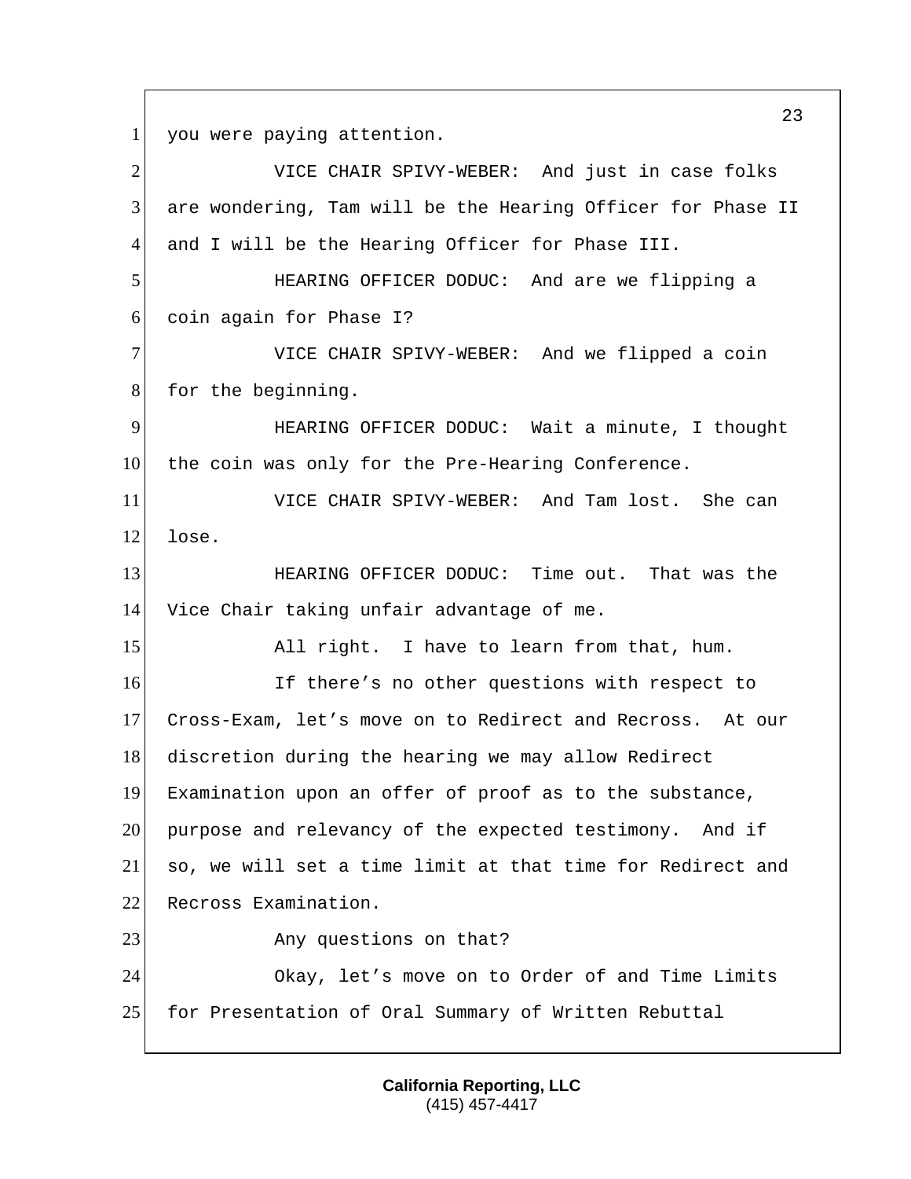you were paying attention.

VICE CHAIR SPIVY-WEBER: And just in case folks are wondering, Tam will be the Hearing Officer for Phase II and I will be the Hearing Officer for Phase III.

HEARING OFFICER DODUC: And are we flipping a coin again for Phase I?

VICE CHAIR SPIVY-WEBER: And we flipped a coin for the beginning.

HEARING OFFICER DODUC: Wait a minute, I thought the coin was only for the Pre-Hearing Conference.

VICE CHAIR SPIVY-WEBER: And Tam lost. She can lose.

HEARING OFFICER DODUC: Time out. That was the Vice Chair taking unfair advantage of me.

All right. I have to learn from that, hum.

If there’s no other questions with respect to Cross-Exam, let’s move on to Redirect and Recross. At our discretion during the hearing we may allow Redirect Examination upon an offer of proof as to the substance, purpose and relevancy of the expected testimony. And if so, we will set a time limit at that time for Redirect and Recross Examination.

Any questions on that?

Okay, let’s move on to Order of and Time Limits for Presentation of Oral Summary of Written Rebuttal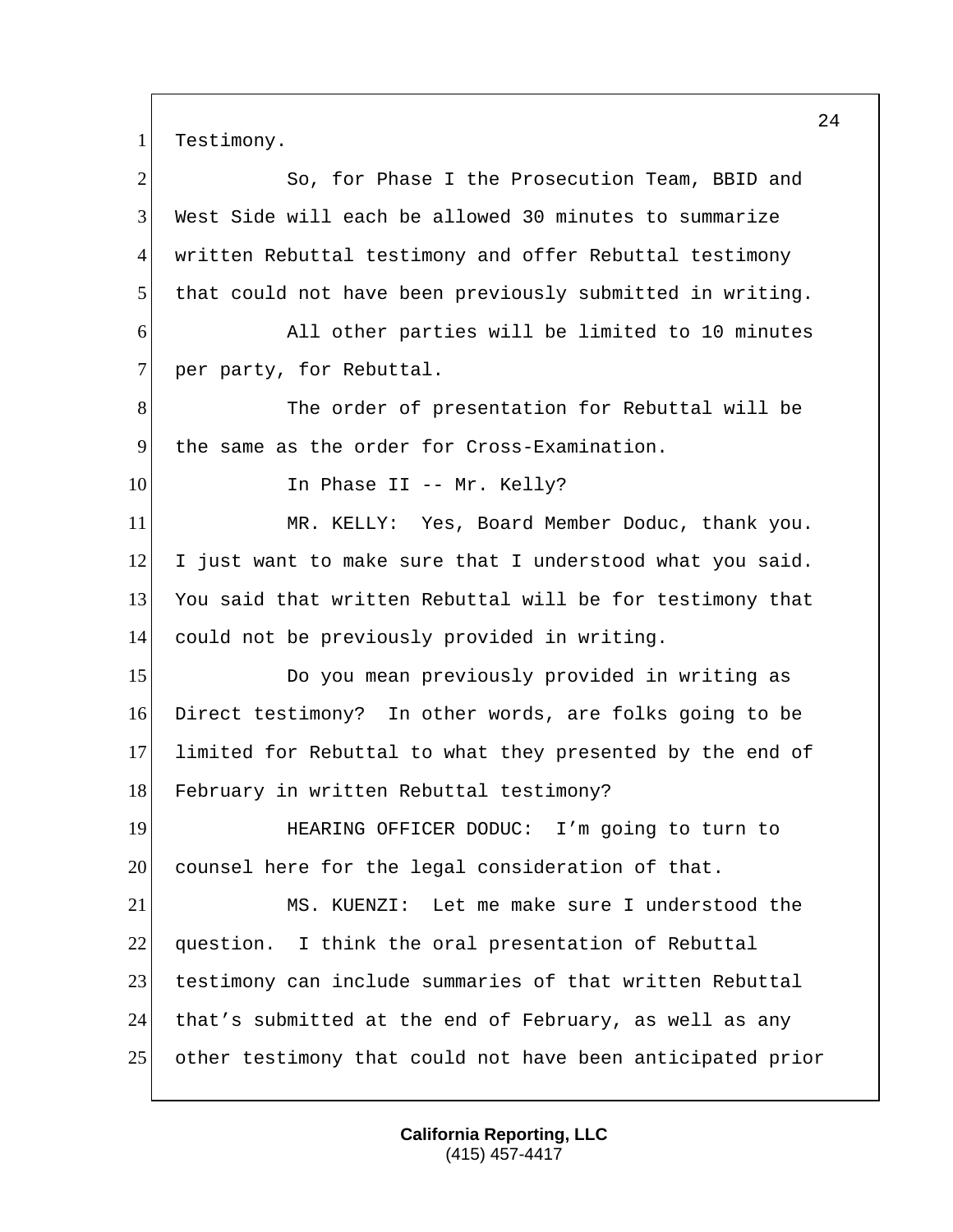Testimony.

So, for Phase I the Prosecution Team, BBID and West Side will each be allowed 30 minutes to summarize written Rebuttal testimony and offer Rebuttal testimony that could not have been previously submitted in writing.

All other parties will be limited to 10 minutes per party, for Rebuttal.

The order of presentation for Rebuttal will be the same as the order for Cross-Examination.

In Phase II -- Mr. Kelly?

MR. KELLY: Yes, Board Member Doduc, thank you. I just want to make sure that I understood what you said. You said that written Rebuttal will be for testimony that could not be previously provided in writing.

Do you mean previously provided in writing as Direct testimony? In other words, are folks going to be limited for Rebuttal to what they presented by the end of February in written Rebuttal testimony?

HEARING OFFICER DODUC: I'm going to turn to counsel here for the legal consideration of that.

MS. KUENZI: Let me make sure I understood the question. I think the oral presentation of Rebuttal testimony can include summaries of that written Rebuttal that's submitted at the end of February, as well as any other testimony that could not have been anticipated prior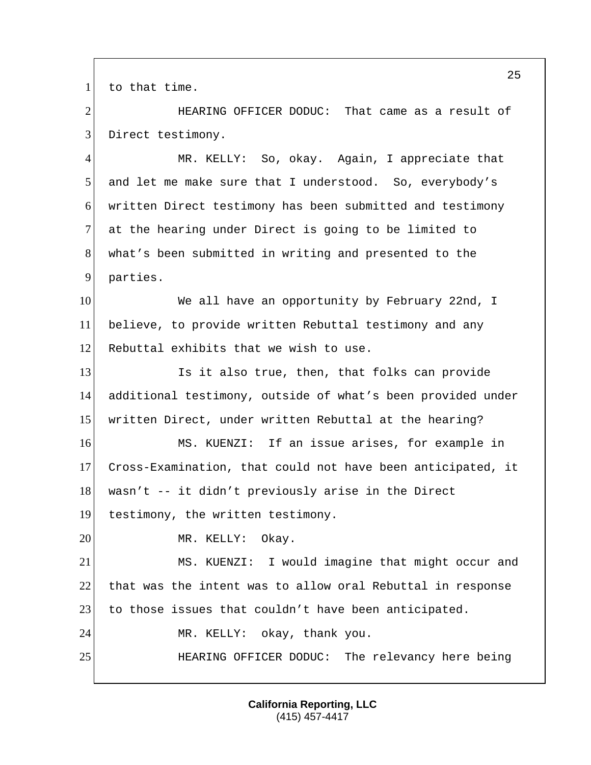to that time.

HEARING OFFICER DODUC: That came as a result of Direct testimony.

MR. KELLY: So, okay. Again, I appreciate that and let me make sure that I understood. So, everybody's written Direct testimony has been submitted and testimony at the hearing under Direct is going to be limited to what's been submitted in writing and presented to the parties.

We all have an opportunity by February 22nd, I believe, to provide written Rebuttal testimony and any Rebuttal exhibits that we wish to use.

Is it also true, then, that folks can provide additional testimony, outside of what's been provided under written Direct, under written Rebuttal at the hearing?

MS. KUENZI: If an issue arises, for example in Cross-Examination, that could not have been anticipated, it wasn't -- it didn't previously arise in the Direct testimony, the written testimony.

MR. KELLY: Okay.

MS. KUENZI: I would imagine that might occur and that was the intent was to allow oral Rebuttal in response to those issues that couldn't have been anticipated.

MR. KELLY: okay, thank you.

HEARING OFFICER DODUC: The relevancy here being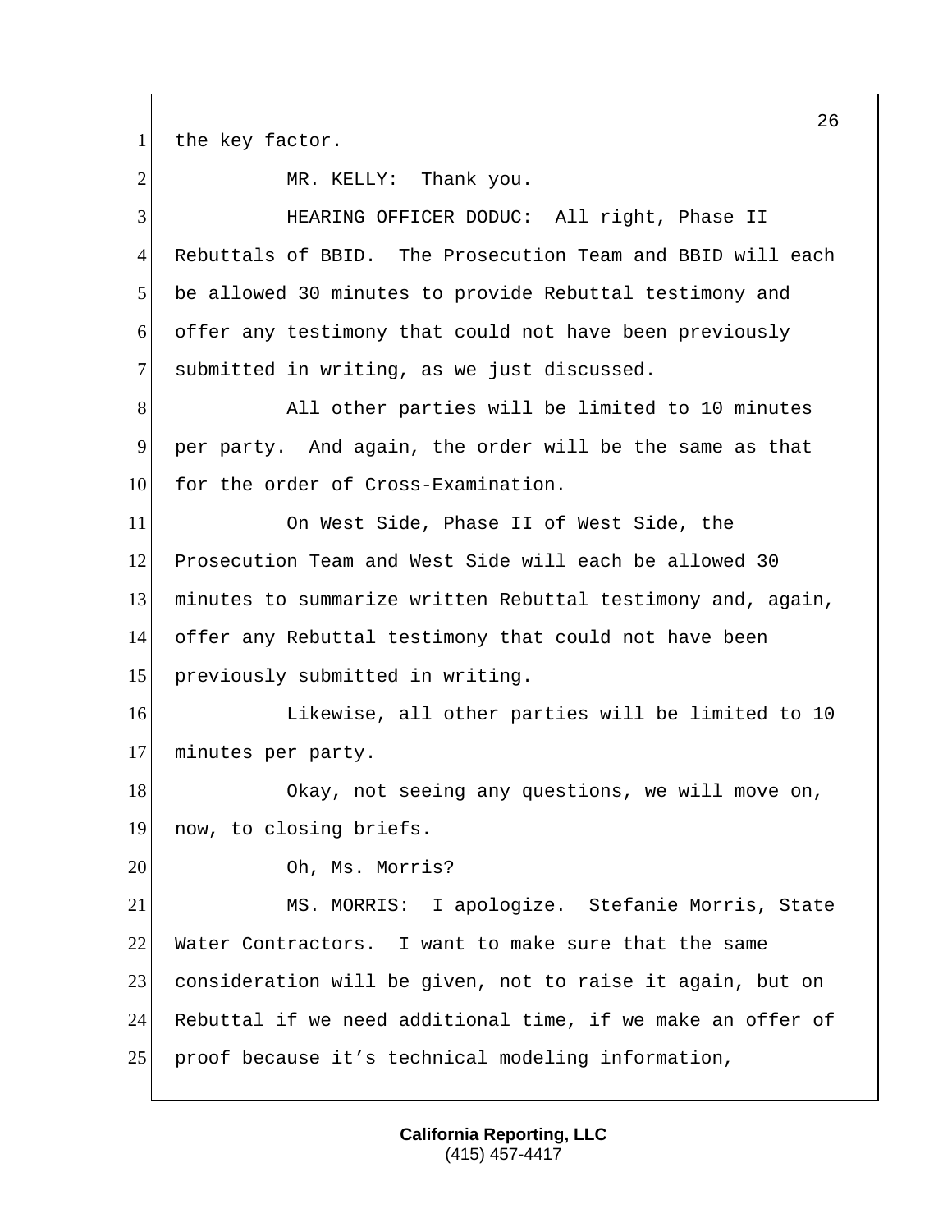the key factor.

MR. KELLY: Thank you.

HEARING OFFICER DODUC: All right, Phase II Rebuttals of BBID. The Prosecution Team and BBID will each be allowed 30 minutes to provide Rebuttal testimony and offer any testimony that could not have been previously submitted in writing, as we just discussed.

All other parties will be limited to 10 minutes per party. And again, the order will be the same as that for the order of Cross-Examination.

On West Side, Phase II of West Side, the Prosecution Team and West Side will each be allowed 30 minutes to summarize written Rebuttal testimony and, again, offer any Rebuttal testimony that could not have been previously submitted in writing.

Likewise, all other parties will be limited to 10 minutes per party.

Okay, not seeing any questions, we will move on, now, to closing briefs.

Oh, Ms. Morris?

MS. MORRIS: I apologize. Stefanie Morris, State Water Contractors. I want to make sure that the same consideration will be given, not to raise it again, but on Rebuttal if we need additional time, if we make an offer of proof because it’s technical modeling information,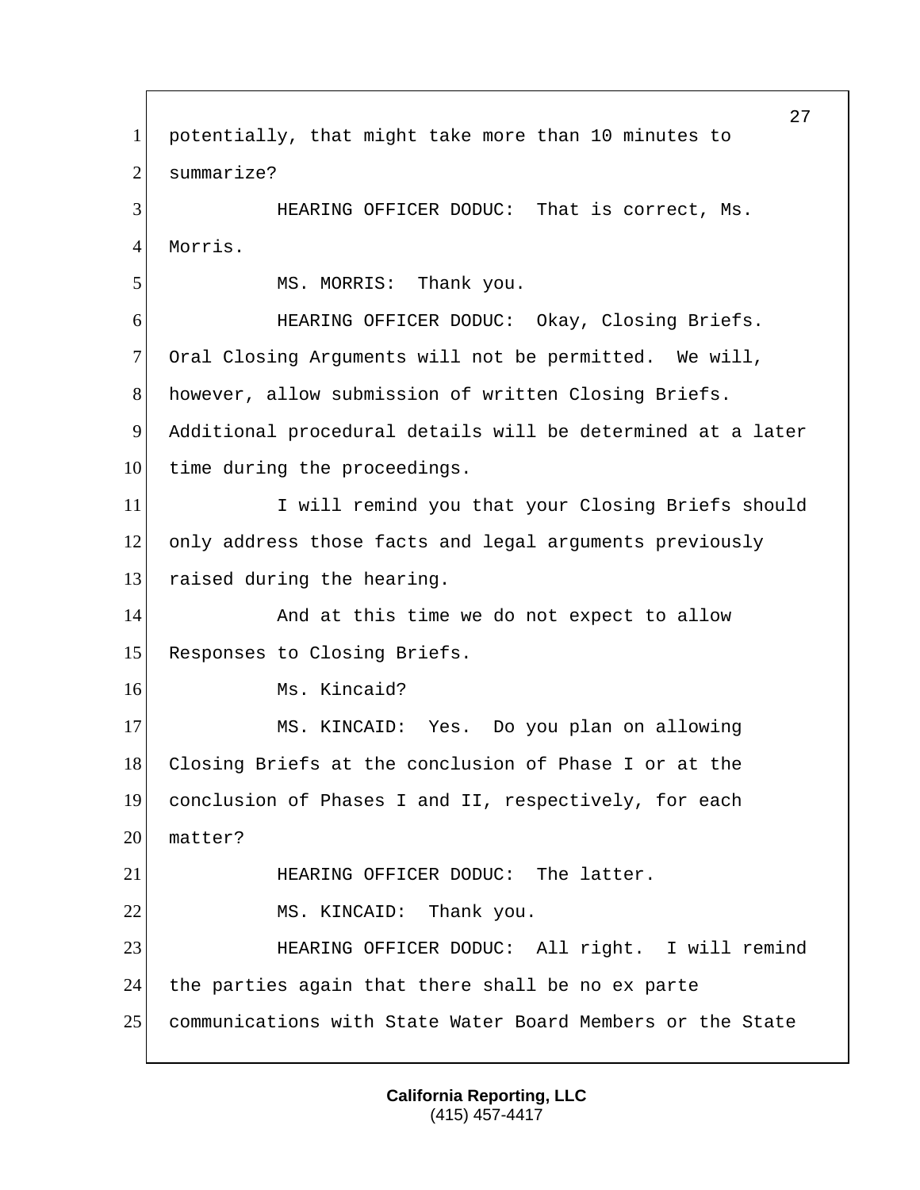potentially, that might take more than 10 minutes to summarize?

HEARING OFFICER DODUC: That is correct, Ms. Morris.

MS. MORRIS: Thank you.

HEARING OFFICER DODUC: Okay, Closing Briefs. Oral Closing Arguments will not be permitted. We will, however, allow submission of written Closing Briefs. Additional procedural details will be determined at a later time during the proceedings.

I will remind you that your Closing Briefs should only address those facts and legal arguments previously raised during the hearing.

And at this time we do not expect to allow Responses to Closing Briefs.

Ms. Kincaid?

MS. KINCAID: Yes. Do you plan on allowing Closing Briefs at the conclusion of Phase I or at the conclusion of Phases I and II, respectively, for each matter?

HEARING OFFICER DODUC: The latter.

MS. KINCAID: Thank you.

HEARING OFFICER DODUC: All right. I will remind the parties again that there shall be no ex parte communications with State Water Board Members or the State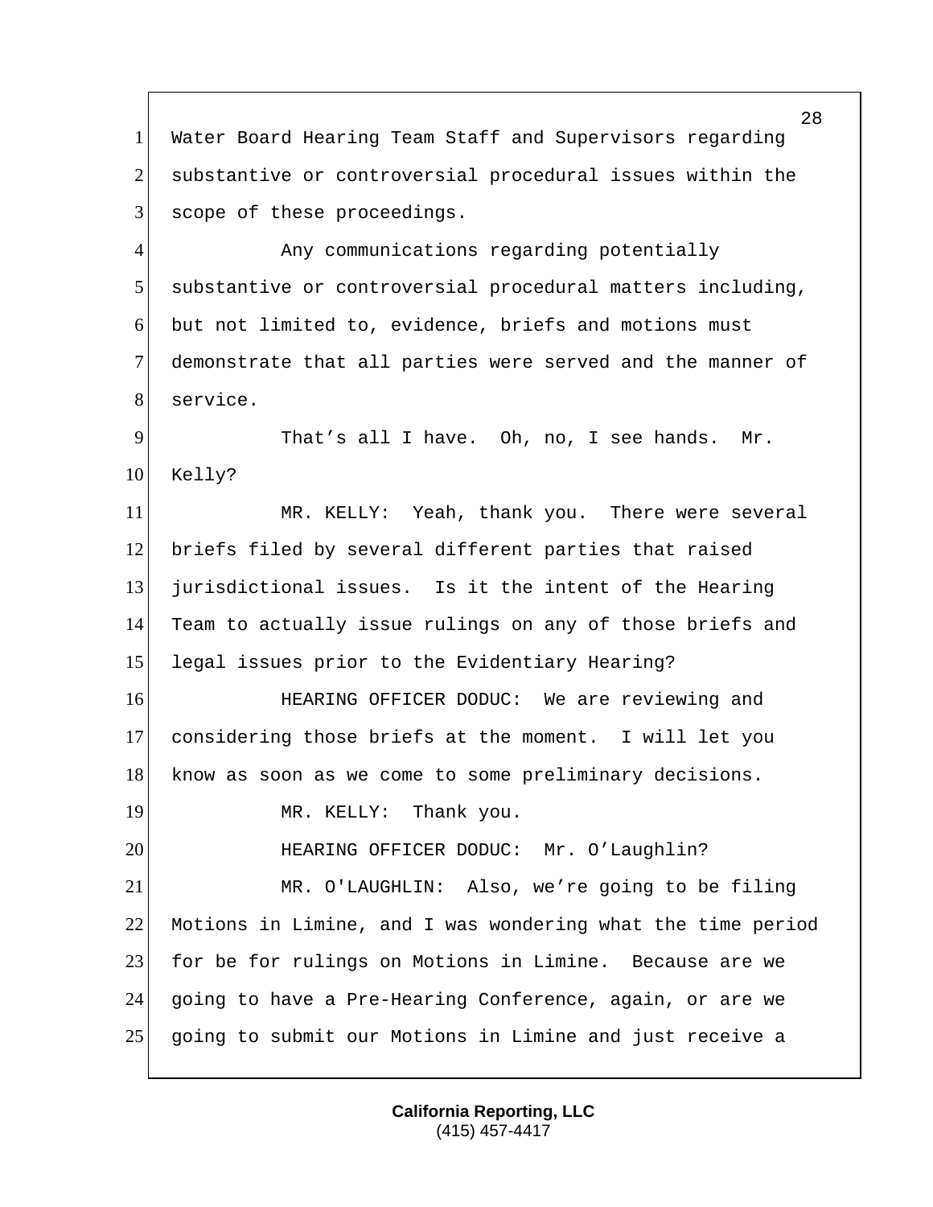Water Board Hearing Team Staff and Supervisors regarding substantive or controversial procedural issues within the scope of these proceedings.

Any communications regarding potentially substantive or controversial procedural matters including, but not limited to, evidence, briefs and motions must demonstrate that all parties were served and the manner of service.

That's all I have. Oh, no, I see hands. Mr. Kelly?

MR. KELLY: Yeah, thank you. There were several briefs filed by several different parties that raised jurisdictional issues. Is it the intent of the Hearing Team to actually issue rulings on any of those briefs and legal issues prior to the Evidentiary Hearing?

HEARING OFFICER DODUC: We are reviewing and considering those briefs at the moment. I will let you know as soon as we come to some preliminary decisions.

MR. KELLY: Thank you.

HEARING OFFICER DODUC: Mr. O'Laughlin?

MR. O'LAUGHLIN: Also, we're going to be filing Motions in Limine, and I was wondering what the time period for be for rulings on Motions in Limine. Because are we going to have a Pre-Hearing Conference, again, or are we going to submit our Motions in Limine and just receive a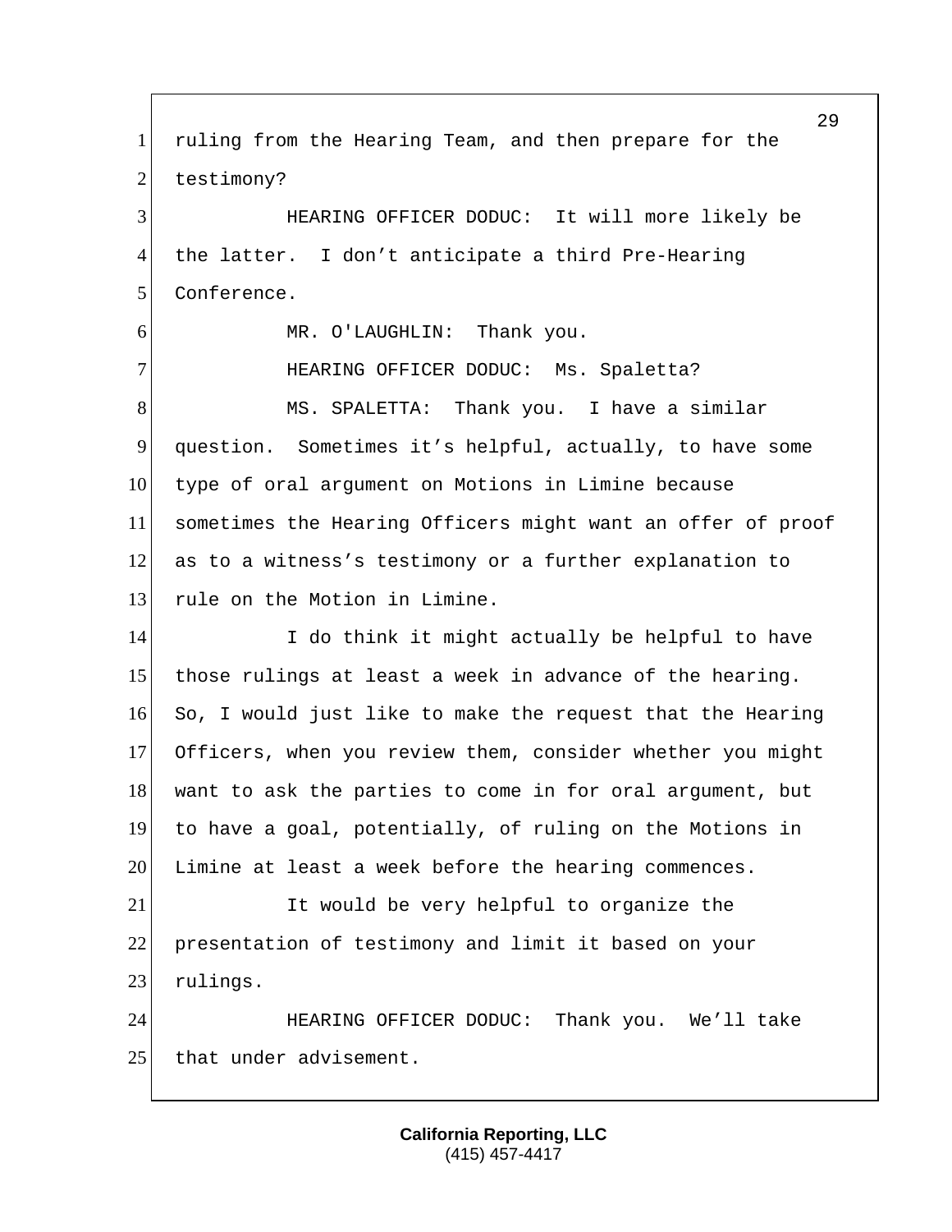ruling from the Hearing Team, and then prepare for the testimony?

HEARING OFFICER DODUC: It will more likely be the latter. I don't anticipate a third Pre-Hearing Conference.

MR. O'LAUGHLIN: Thank you.

HEARING OFFICER DODUC: Ms. Spaletta?

MS. SPALETTA: Thank you. I have a similar question. Sometimes it's helpful, actually, to have some type of oral argument on Motions in Limine because sometimes the Hearing Officers might want an offer of proof as to a witness's testimony or a further explanation to rule on the Motion in Limine.

I do think it might actually be helpful to have those rulings at least a week in advance of the hearing. So, I would just like to make the request that the Hearing Officers, when you review them, consider whether you might want to ask the parties to come in for oral argument, but to have a goal, potentially, of ruling on the Motions in Limine at least a week before the hearing commences.

It would be very helpful to organize the presentation of testimony and limit it based on your rulings.

HEARING OFFICER DODUC: Thank you. We'll take that under advisement.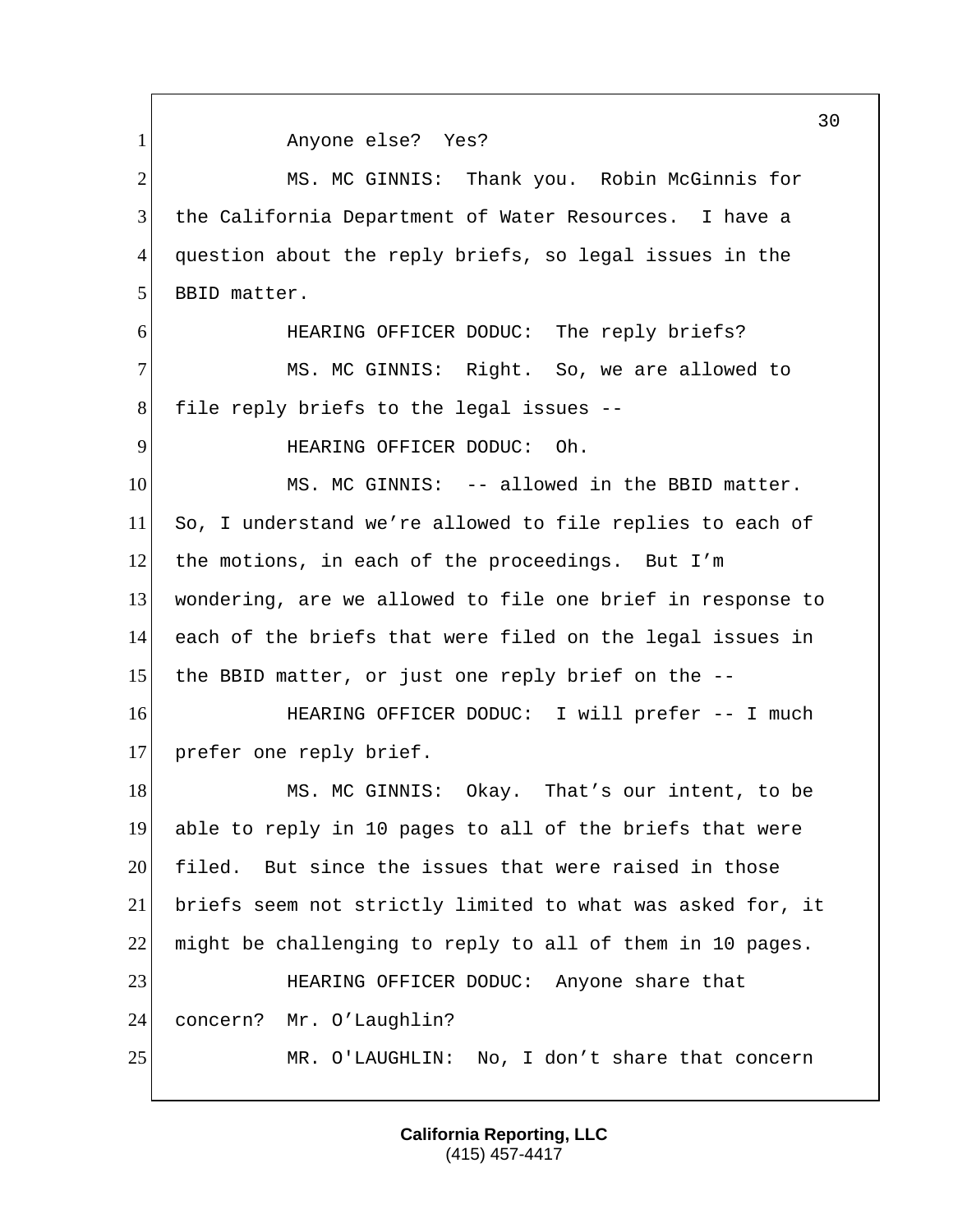Anyone else? Yes?

MS. MC GINNIS: Thank you. Robin McGinnis for the California Department of Water Resources. I have a question about the reply briefs, so legal issues in the BBID matter.

HEARING OFFICER DODUC: The reply briefs?

MS. MC GINNIS: Right. So, we are allowed to file reply briefs to the legal issues --

HEARING OFFICER DODUC: Oh.

MS. MC GINNIS: -- allowed in the BBID matter. So, I understand we're allowed to file replies to each of the motions, in each of the proceedings. But I'm wondering, are we allowed to file one brief in response to each of the briefs that were filed on the legal issues in the BBID matter, or just one reply brief on the --

HEARING OFFICER DODUC: I will prefer -- I much prefer one reply brief.

MS. MC GINNIS: Okay. That's our intent, to be able to reply in 10 pages to all of the briefs that were filed. But since the issues that were raised in those briefs seem not strictly limited to what was asked for, it might be challenging to reply to all of them in 10 pages.

HEARING OFFICER DODUC: Anyone share that concern? Mr. O'Laughlin?

MR. O'LAUGHLIN: No, I don't share that concern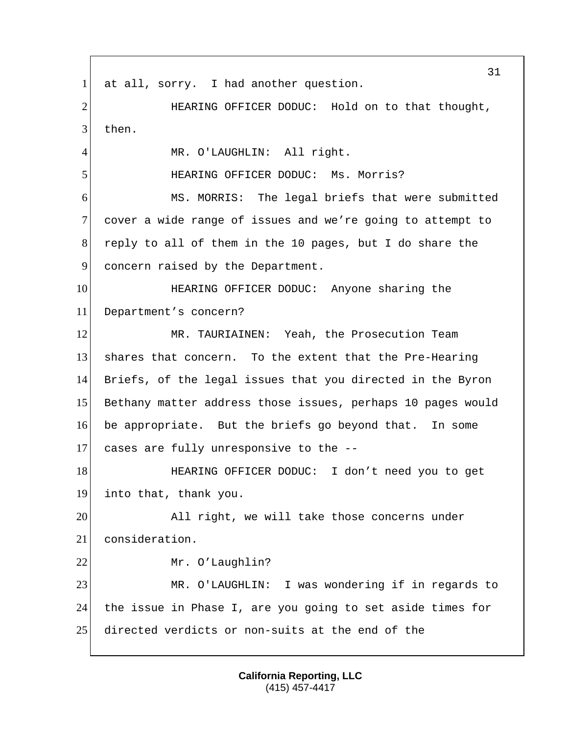at all, sorry. I had another question.

HEARING OFFICER DODUC: Hold on to that thought, then.

MR. O'LAUGHLIN: All right.

HEARING OFFICER DODUC: Ms. Morris?

MS. MORRIS: The legal briefs that were submitted cover a wide range of issues and we're going to attempt to reply to all of them in the 10 pages, but I do share the concern raised by the Department.

HEARING OFFICER DODUC: Anyone sharing the Department's concern?

MR. TAURIAINEN: Yeah, the Prosecution Team shares that concern. To the extent that the Pre-Hearing Briefs, of the legal issues that you directed in the Byron Bethany matter address those issues, perhaps 10 pages would be appropriate. But the briefs go beyond that. In some cases are fully unresponsive to the --

HEARING OFFICER DODUC: I don't need you to get into that, thank you.

All right, we will take those concerns under consideration.

Mr. O'Laughlin?

MR. O'LAUGHLIN: I was wondering if in regards to the issue in Phase I, are you going to set aside times for directed verdicts or non-suits at the end of the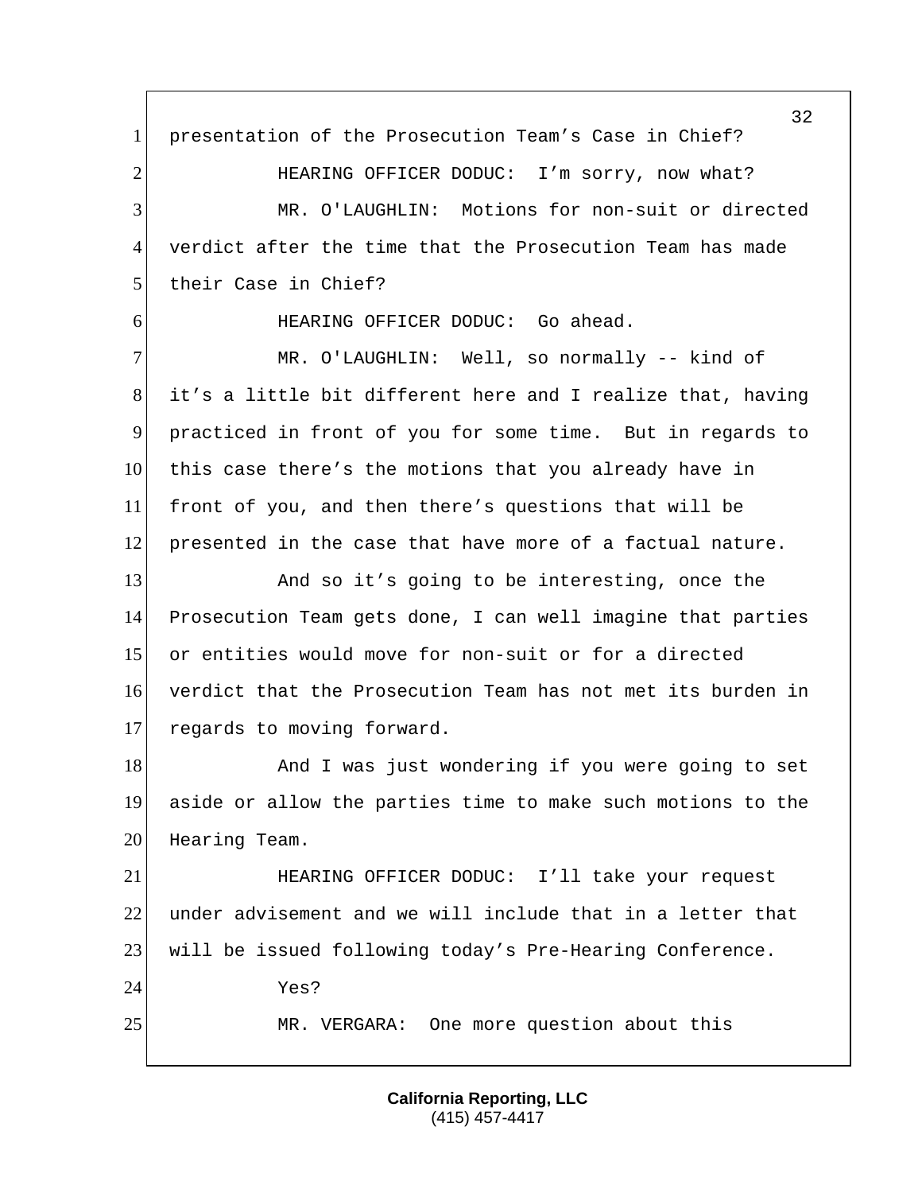presentation of the Prosecution Team's Case in Chief?

HEARING OFFICER DODUC: I'm sorry, now what?

MR. O'LAUGHLIN: Motions for non-suit or directed verdict after the time that the Prosecution Team has made their Case in Chief?

HEARING OFFICER DODUC: Go ahead.

MR. O'LAUGHLIN: Well, so normally -- kind of it's a little bit different here and I realize that, having practiced in front of you for some time. But in regards to this case there's the motions that you already have in front of you, and then there's questions that will be presented in the case that have more of a factual nature.

And so it's going to be interesting, once the Prosecution Team gets done, I can well imagine that parties or entities would move for non-suit or for a directed verdict that the Prosecution Team has not met its burden in regards to moving forward.

And I was just wondering if you were going to set aside or allow the parties time to make such motions to the Hearing Team.

HEARING OFFICER DODUC: I'll take your request under advisement and we will include that in a letter that will be issued following today's Pre-Hearing Conference.

Yes?

MR. VERGARA: One more question about this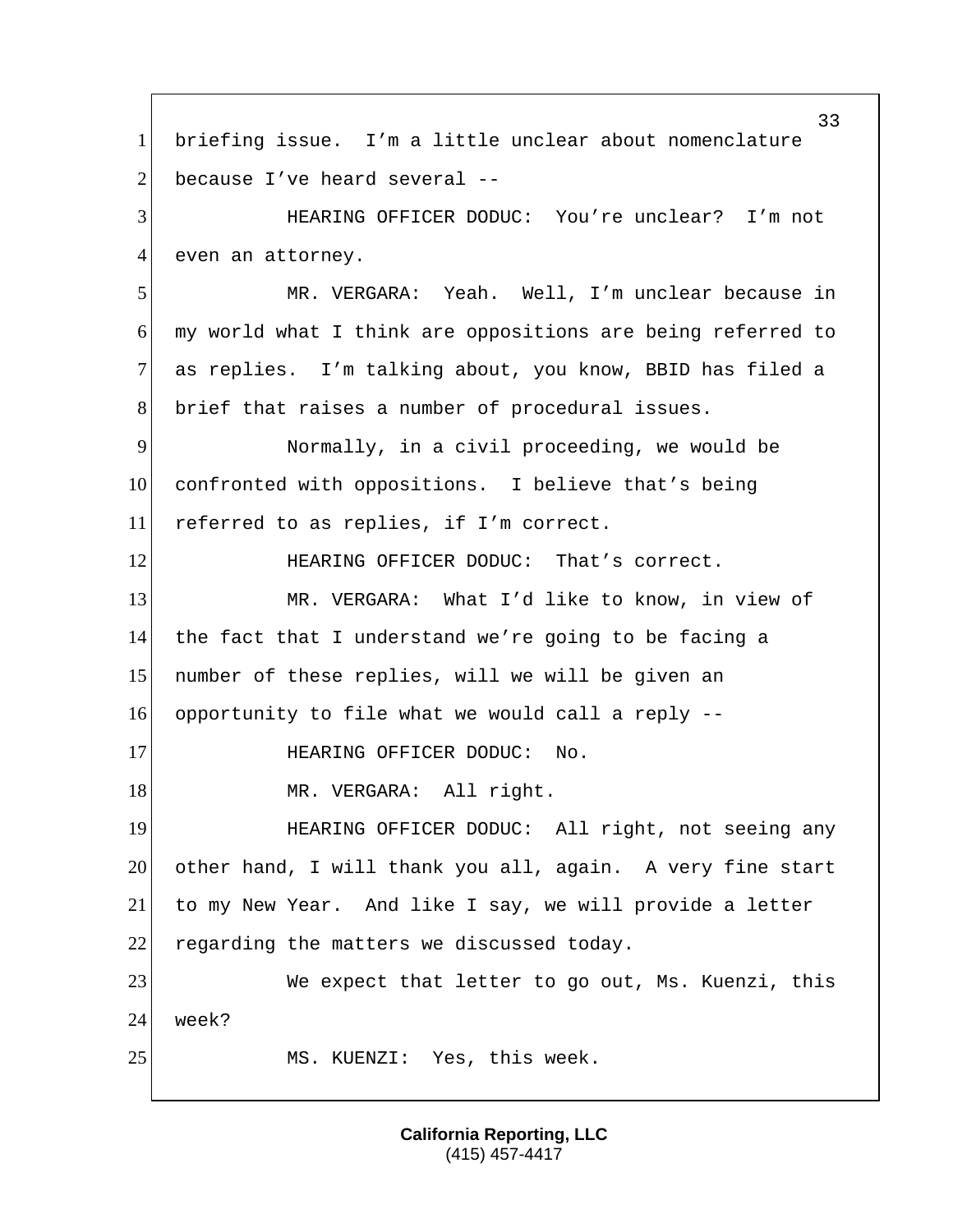briefing issue. I'm a little unclear about nomenclature because I've heard several --

HEARING OFFICER DODUC: You're unclear? I'm not even an attorney.

MR. VERGARA: Yeah. Well, I'm unclear because in my world what I think are oppositions are being referred to as replies. I'm talking about, you know, BBID has filed a brief that raises a number of procedural issues.

Normally, in a civil proceeding, we would be confronted with oppositions. I believe that's being referred to as replies, if I'm correct.

HEARING OFFICER DODUC: That's correct.

MR. VERGARA: What I'd like to know, in view of the fact that I understand we're going to be facing a number of these replies, will we will be given an opportunity to file what we would call a reply --

HEARING OFFICER DODUC: No.

MR. VERGARA: All right.

HEARING OFFICER DODUC: All right, not seeing any other hand, I will thank you all, again. A very fine start to my New Year. And like I say, we will provide a letter regarding the matters we discussed today.

We expect that letter to go out, Ms. Kuenzi, this week?

MS. KUENZI: Yes, this week.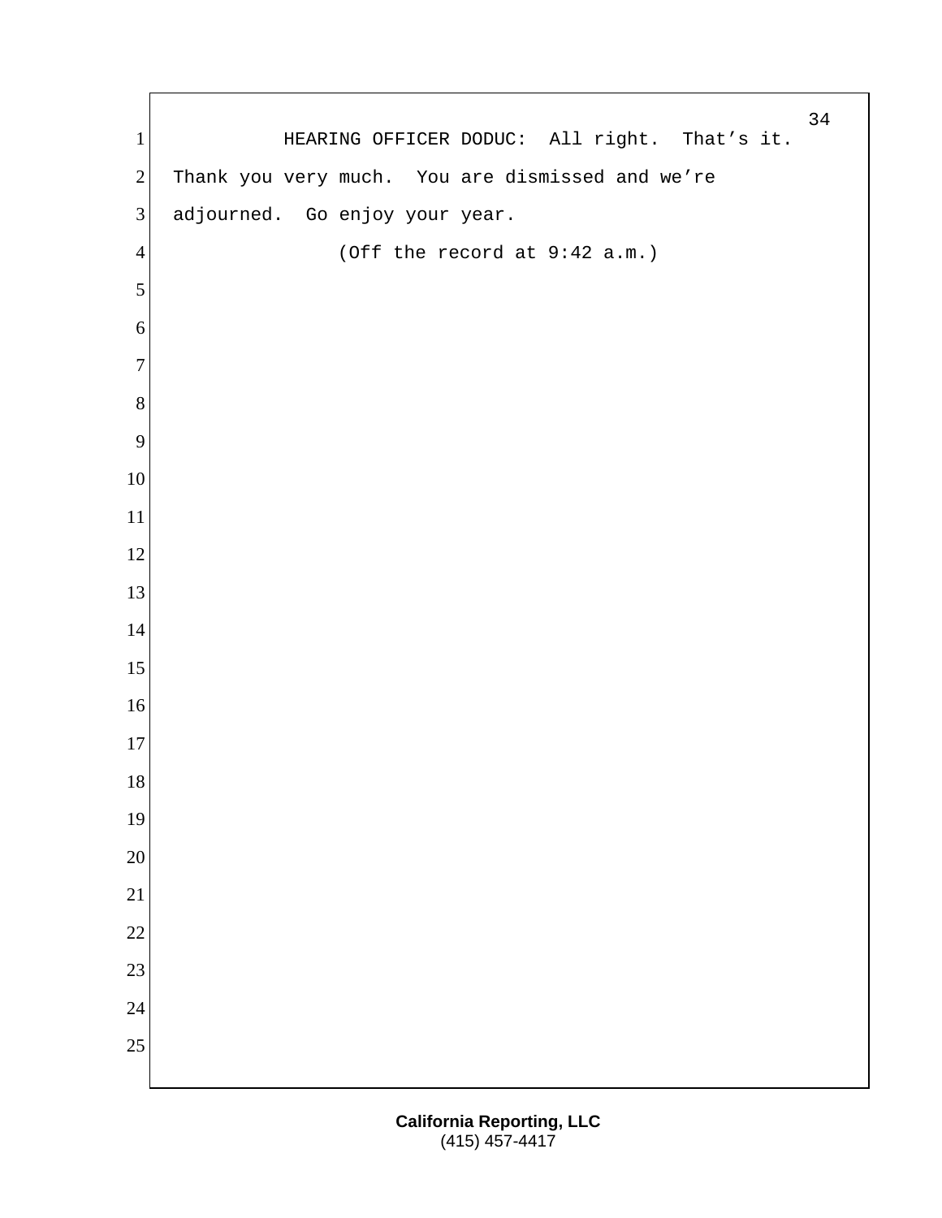HEARING OFFICER DODUC: All right. That's it. Thank you very much. You are dismissed and we're adjourned. Go enjoy your year.

(Off the record at 9:42 a.m.)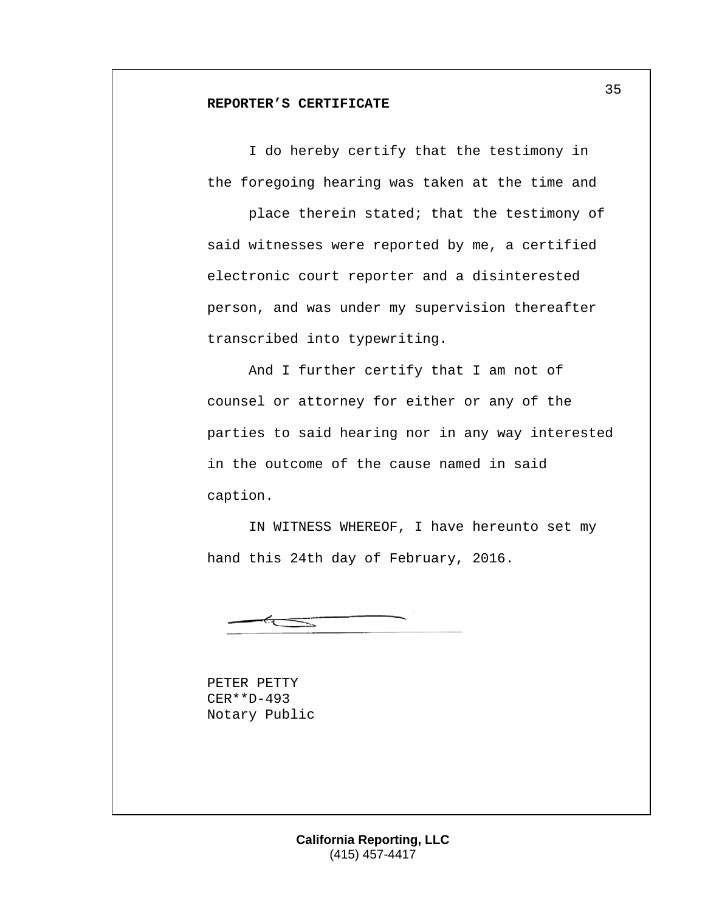**REPORTER'S CERTIFICATE**

I do hereby certify that the testimony in the foregoing hearing was taken at the time and place therein stated; that the testimony of said witnesses were reported by me, a certified electronic court reporter and a disinterested person, and was under my supervision thereafter transcribed into typewriting.

And I further certify that I am not of counsel or attorney for either or any of the parties to said hearing nor in any way interested in the outcome of the cause named in said caption.

IN WITNESS WHEREOF, I have hereunto set my hand this 24th day of February, 2016.

PETER PETTY
CER**D-493
Notary Public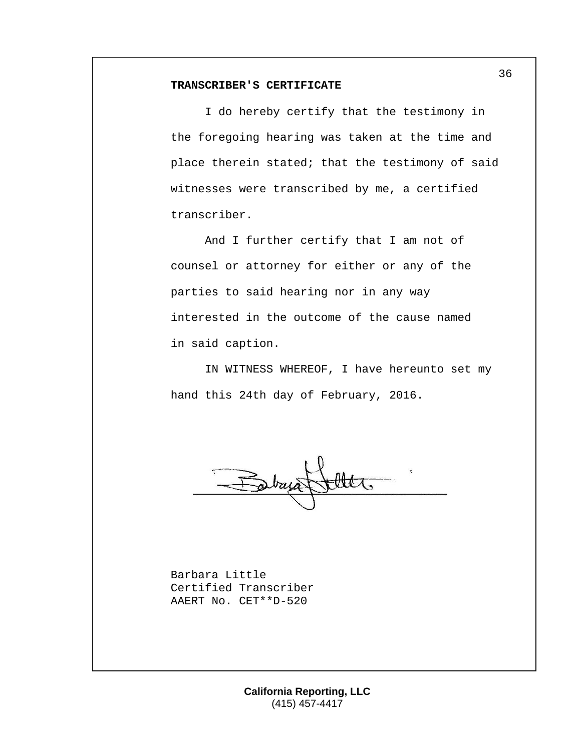**TRANSCRIBER'S CERTIFICATE**

I do hereby certify that the testimony in the foregoing hearing was taken at the time and place therein stated; that the testimony of said witnesses were transcribed by me, a certified transcriber.

And I further certify that I am not of counsel or attorney for either or any of the parties to said hearing nor in any way interested in the outcome of the cause named in said caption.

IN WITNESS WHEREOF, I have hereunto set my hand this 24th day of February, 2016.

Barbara Little
Certified Transcriber
AAERT No. CET**D-520